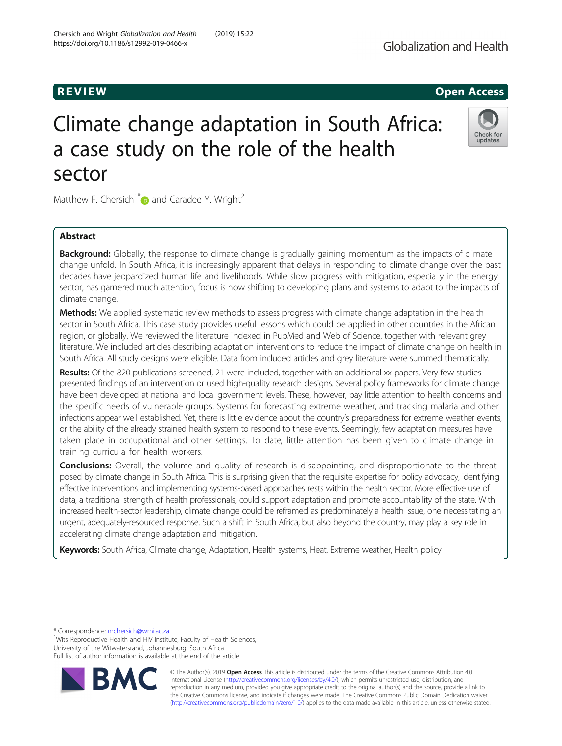REVIEW

Open Access

# Climate change adaptation in South Africa: a case study on the role of the health sector

Matthew F. Chersich[1]* and Caradee Y. Wright[2]

## Abstract

**Background:** Globally, the response to climate change is gradually gaining momentum as the impacts of climate change unfold. In South Africa, it is increasingly apparent that delays in responding to climate change over the past decades have jeopardized human life and livelihoods. While slow progress with mitigation, especially in the energy sector, has garnered much attention, focus is now shifting to developing plans and systems to adapt to the impacts of climate change.

**Methods:** We applied systematic review methods to assess progress with climate change adaptation in the health sector in South Africa. This case study provides useful lessons which could be applied in other countries in the African region, or globally. We reviewed the literature indexed in PubMed and Web of Science, together with relevant grey literature. We included articles describing adaptation interventions to reduce the impact of climate change on health in South Africa. All study designs were eligible. Data from included articles and grey literature were summed thematically.

**Results:** Of the 820 publications screened, 21 were included, together with an additional xx papers. Very few studies presented findings of an intervention or used high-quality research designs. Several policy frameworks for climate change have been developed at national and local government levels. These, however, pay little attention to health concerns and the specific needs of vulnerable groups. Systems for forecasting extreme weather, and tracking malaria and other infections appear well established. Yet, there is little evidence about the country's preparedness for extreme weather events, or the ability of the already strained health system to respond to these events. Seemingly, few adaptation measures have taken place in occupational and other settings. To date, little attention has been given to climate change in training curricula for health workers.

**Conclusions:** Overall, the volume and quality of research is disappointing, and disproportionate to the threat posed by climate change in South Africa. This is surprising given that the requisite expertise for policy advocacy, identifying effective interventions and implementing systems-based approaches rests within the health sector. More effective use of data, a traditional strength of health professionals, could support adaptation and promote accountability of the state. With increased health-sector leadership, climate change could be reframed as predominately a health issue, one necessitating an urgent, adequately-resourced response. Such a shift in South Africa, but also beyond the country, may play a key role in accelerating climate change adaptation and mitigation.

**Keywords:** South Africa, Climate change, Adaptation, Health systems, Heat, Extreme weather, Health policy

---

* Correspondence: mchersich@wrhi.ac.za

[1]Wits Reproductive Health and HIV Institute, Faculty of Health Sciences, University of the Witwatersrand, Johannesburg, South Africa

Full list of author information is available at the end of the article

© The Author(s). 2019 **Open Access** This article is distributed under the terms of the Creative Commons Attribution 4.0 International License (http://creativecommons.org/licenses/by/4.0/), which permits unrestricted use, distribution, and reproduction in any medium, provided you give appropriate credit to the original author(s) and the source, provide a link to the Creative Commons license, and indicate if changes were made. The Creative Commons Public Domain Dedication waiver (http://creativecommons.org/publicdomain/zero/1.0/) applies to the data made available in this article, unless otherwise stated.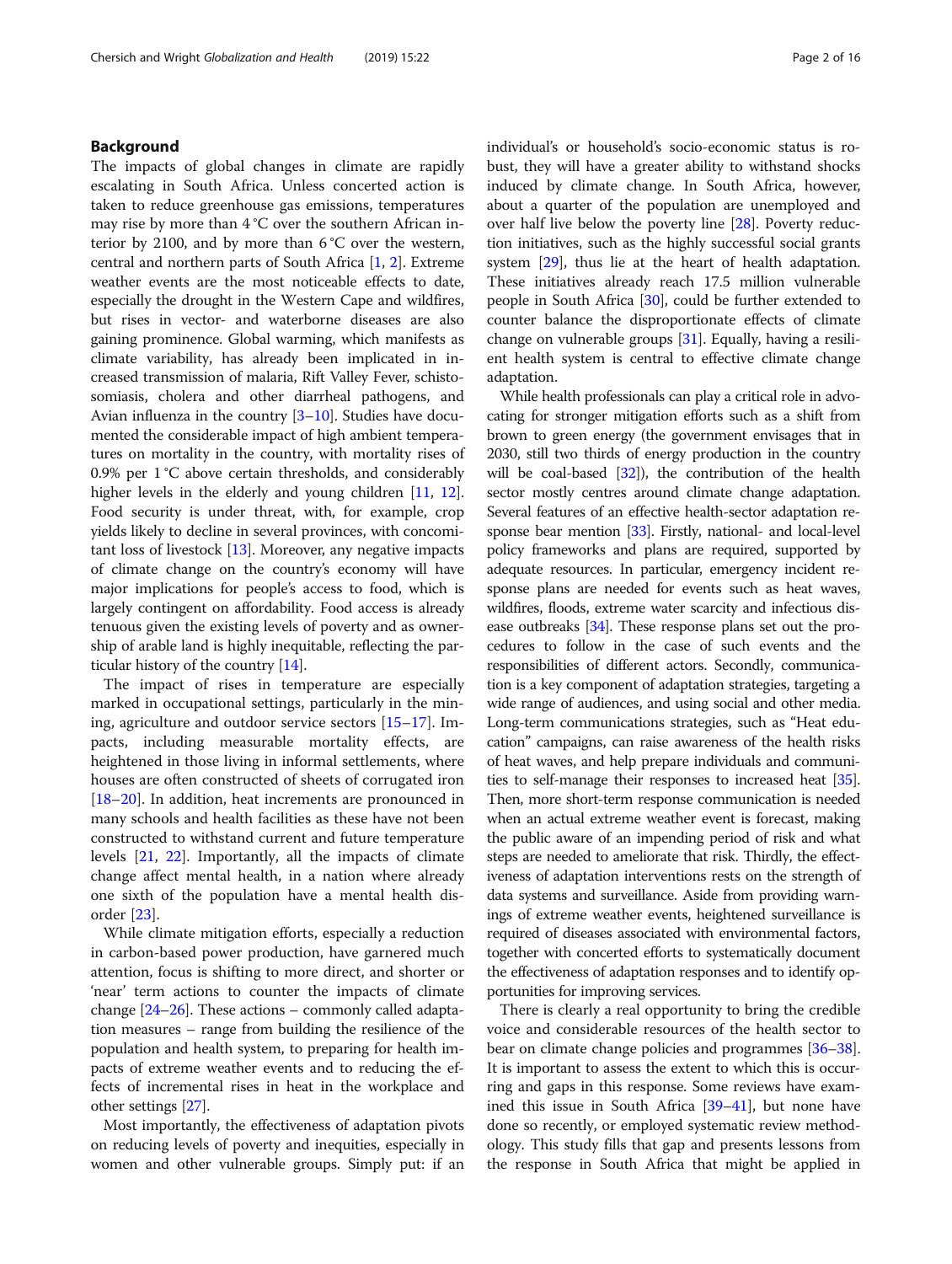## Background

The impacts of global changes in climate are rapidly escalating in South Africa. Unless concerted action is taken to reduce greenhouse gas emissions, temperatures may rise by more than 4 °C over the southern African interior by 2100, and by more than 6 °C over the western, central and northern parts of South Africa [1, 2]. Extreme weather events are the most noticeable effects to date, especially the drought in the Western Cape and wildfires, but rises in vector- and waterborne diseases are also gaining prominence. Global warming, which manifests as climate variability, has already been implicated in increased transmission of malaria, Rift Valley Fever, schistosomiasis, cholera and other diarrheal pathogens, and Avian influenza in the country [3–10]. Studies have documented the considerable impact of high ambient temperatures on mortality in the country, with mortality rises of 0.9% per 1 °C above certain thresholds, and considerably higher levels in the elderly and young children [11, 12]. Food security is under threat, with, for example, crop yields likely to decline in several provinces, with concomitant loss of livestock [13]. Moreover, any negative impacts of climate change on the country's economy will have major implications for people's access to food, which is largely contingent on affordability. Food access is already tenuous given the existing levels of poverty and as ownership of arable land is highly inequitable, reflecting the particular history of the country [14].

The impact of rises in temperature are especially marked in occupational settings, particularly in the mining, agriculture and outdoor service sectors [15–17]. Impacts, including measurable mortality effects, are heightened in those living in informal settlements, where houses are often constructed of sheets of corrugated iron [18–20]. In addition, heat increments are pronounced in many schools and health facilities as these have not been constructed to withstand current and future temperature levels [21, 22]. Importantly, all the impacts of climate change affect mental health, in a nation where already one sixth of the population have a mental health disorder [23].

While climate mitigation efforts, especially a reduction in carbon-based power production, have garnered much attention, focus is shifting to more direct, and shorter or 'near' term actions to counter the impacts of climate change [24–26]. These actions – commonly called adaptation measures – range from building the resilience of the population and health system, to preparing for health impacts of extreme weather events and to reducing the effects of incremental rises in heat in the workplace and other settings [27].

Most importantly, the effectiveness of adaptation pivots on reducing levels of poverty and inequities, especially in women and other vulnerable groups. Simply put: if an individual's or household's socio-economic status is robust, they will have a greater ability to withstand shocks induced by climate change. In South Africa, however, about a quarter of the population are unemployed and over half live below the poverty line [28]. Poverty reduction initiatives, such as the highly successful social grants system [29], thus lie at the heart of health adaptation. These initiatives already reach 17.5 million vulnerable people in South Africa [30], could be further extended to counter balance the disproportionate effects of climate change on vulnerable groups [31]. Equally, having a resilient health system is central to effective climate change adaptation.

While health professionals can play a critical role in advocating for stronger mitigation efforts such as a shift from brown to green energy (the government envisages that in 2030, still two thirds of energy production in the country will be coal-based [32]), the contribution of the health sector mostly centres around climate change adaptation. Several features of an effective health-sector adaptation response bear mention [33]. Firstly, national- and local-level policy frameworks and plans are required, supported by adequate resources. In particular, emergency incident response plans are needed for events such as heat waves, wildfires, floods, extreme water scarcity and infectious disease outbreaks [34]. These response plans set out the procedures to follow in the case of such events and the responsibilities of different actors. Secondly, communication is a key component of adaptation strategies, targeting a wide range of audiences, and using social and other media. Long-term communications strategies, such as "Heat education" campaigns, can raise awareness of the health risks of heat waves, and help prepare individuals and communities to self-manage their responses to increased heat [35]. Then, more short-term response communication is needed when an actual extreme weather event is forecast, making the public aware of an impending period of risk and what steps are needed to ameliorate that risk. Thirdly, the effectiveness of adaptation interventions rests on the strength of data systems and surveillance. Aside from providing warnings of extreme weather events, heightened surveillance is required of diseases associated with environmental factors, together with concerted efforts to systematically document the effectiveness of adaptation responses and to identify opportunities for improving services.

There is clearly a real opportunity to bring the credible voice and considerable resources of the health sector to bear on climate change policies and programmes [36–38]. It is important to assess the extent to which this is occurring and gaps in this response. Some reviews have examined this issue in South Africa [39–41], but none have done so recently, or employed systematic review methodology. This study fills that gap and presents lessons from the response in South Africa that might be applied in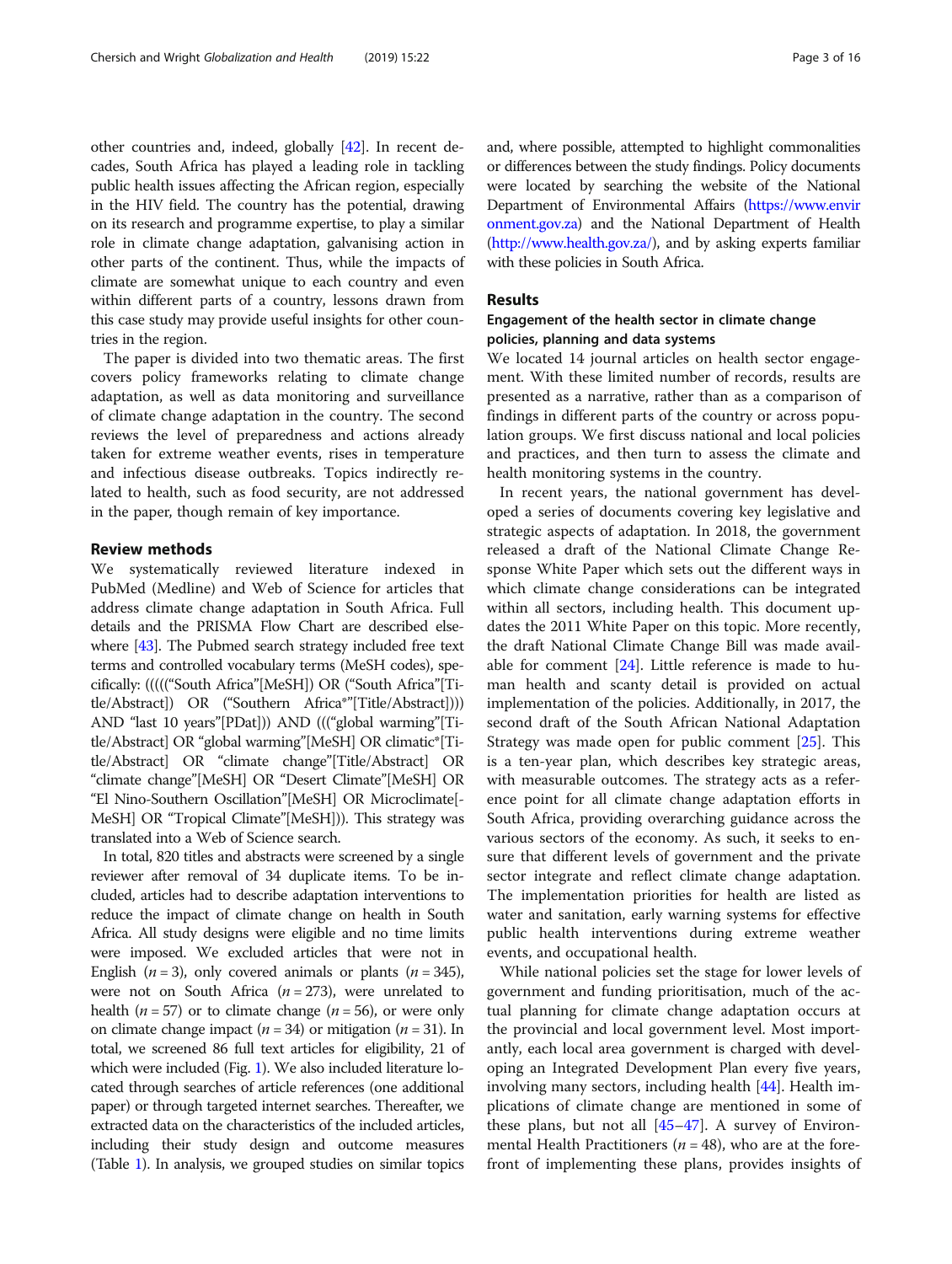other countries and, indeed, globally [42]. In recent decades, South Africa has played a leading role in tackling public health issues affecting the African region, especially in the HIV field. The country has the potential, drawing on its research and programme expertise, to play a similar role in climate change adaptation, galvanising action in other parts of the continent. Thus, while the impacts of climate are somewhat unique to each country and even within different parts of a country, lessons drawn from this case study may provide useful insights for other countries in the region.

The paper is divided into two thematic areas. The first covers policy frameworks relating to climate change adaptation, as well as data monitoring and surveillance of climate change adaptation in the country. The second reviews the level of preparedness and actions already taken for extreme weather events, rises in temperature and infectious disease outbreaks. Topics indirectly related to health, such as food security, are not addressed in the paper, though remain of key importance.

## Review methods

We systematically reviewed literature indexed in PubMed (Medline) and Web of Science for articles that address climate change adaptation in South Africa. Full details and the PRISMA Flow Chart are described elsewhere [43]. The Pubmed search strategy included free text terms and controlled vocabulary terms (MeSH codes), specifically: ((((("South Africa"[MeSH]) OR ("South Africa"[Title/Abstract]) OR ("Southern Africa*"[Title/Abstract]))) AND "last 10 years"[PDat])) AND ((("global warming"[Title/Abstract] OR "global warming"[MeSH] OR climatic*[Title/Abstract] OR "climate change"[Title/Abstract] OR "climate change"[MeSH] OR "Desert Climate"[MeSH] OR "El Nino-Southern Oscillation"[MeSH] OR Microclimate[MeSH] OR "Tropical Climate"[MeSH])). This strategy was translated into a Web of Science search.

In total, 820 titles and abstracts were screened by a single reviewer after removal of 34 duplicate items. To be included, articles had to describe adaptation interventions to reduce the impact of climate change on health in South Africa. All study designs were eligible and no time limits were imposed. We excluded articles that were not in English ($n = 3$), only covered animals or plants ($n = 345$), were not on South Africa ($n = 273$), were unrelated to health ($n = 57$) or to climate change ($n = 56$), or were only on climate change impact ($n = 34$) or mitigation ($n = 31$). In total, we screened 86 full text articles for eligibility, 21 of which were included (Fig. 1). We also included literature located through searches of article references (one additional paper) or through targeted internet searches. Thereafter, we extracted data on the characteristics of the included articles, including their study design and outcome measures (Table 1). In analysis, we grouped studies on similar topics and, where possible, attempted to highlight commonalities or differences between the study findings. Policy documents were located by searching the website of the National Department of Environmental Affairs (https://www.environment.gov.za) and the National Department of Health (http://www.health.gov.za/), and by asking experts familiar with these policies in South Africa.

## Results

### Engagement of the health sector in climate change policies, planning and data systems

We located 14 journal articles on health sector engagement. With these limited number of records, results are presented as a narrative, rather than as a comparison of findings in different parts of the country or across population groups. We first discuss national and local policies and practices, and then turn to assess the climate and health monitoring systems in the country.

In recent years, the national government has developed a series of documents covering key legislative and strategic aspects of adaptation. In 2018, the government released a draft of the National Climate Change Response White Paper which sets out the different ways in which climate change considerations can be integrated within all sectors, including health. This document updates the 2011 White Paper on this topic. More recently, the draft National Climate Change Bill was made available for comment [24]. Little reference is made to human health and scanty detail is provided on actual implementation of the policies. Additionally, in 2017, the second draft of the South African National Adaptation Strategy was made open for public comment [25]. This is a ten-year plan, which describes key strategic areas, with measurable outcomes. The strategy acts as a reference point for all climate change adaptation efforts in South Africa, providing overarching guidance across the various sectors of the economy. As such, it seeks to ensure that different levels of government and the private sector integrate and reflect climate change adaptation. The implementation priorities for health are listed as water and sanitation, early warning systems for effective public health interventions during extreme weather events, and occupational health.

While national policies set the stage for lower levels of government and funding prioritisation, much of the actual planning for climate change adaptation occurs at the provincial and local government level. Most importantly, each local area government is charged with developing an Integrated Development Plan every five years, involving many sectors, including health [44]. Health implications of climate change are mentioned in some of these plans, but not all [45–47]. A survey of Environmental Health Practitioners ($n = 48$), who are at the forefront of implementing these plans, provides insights of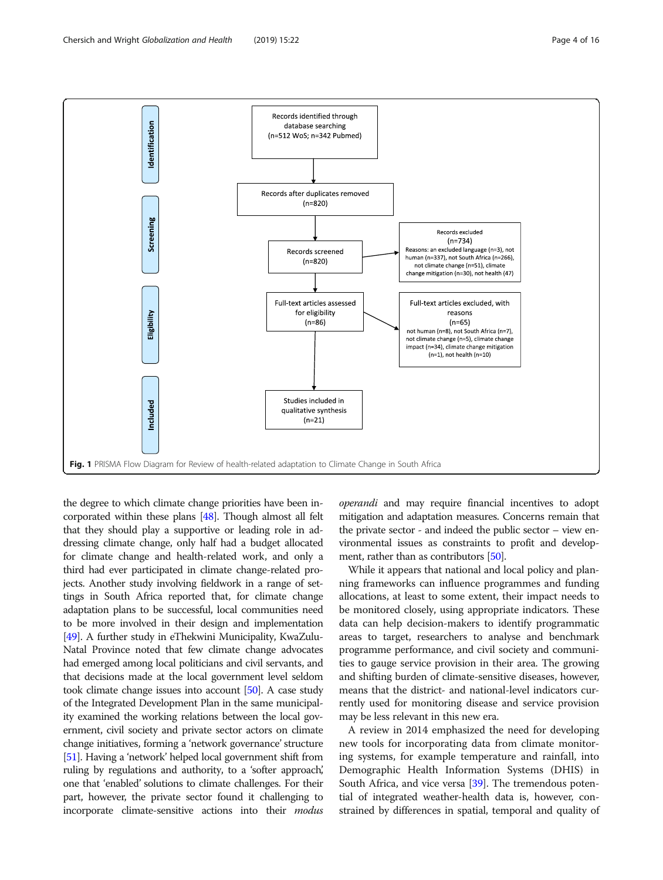**Identification**

Records identified through database searching (n=512 WoS; n=342 Pubmed)

**Screening**

Records after duplicates removed (n=820)

Records screened (n=820)

Records excluded (n=734)
Reasons: an excluded language (n=3), not human (n=337), not South Africa (n=266), not climate change (n=51), climate change mitigation (n=30), not health (47)

**Eligibility**

Full-text articles assessed for eligibility (n=86)

Full-text articles excluded, with reasons (n=65)
not human (n=8), not South Africa (n=7), not climate change (n=5), climate change impact (n=34), climate change mitigation (n=1), not health (n=10)

**Included**

Studies included in qualitative synthesis (n=21)

**Fig. 1** PRISMA Flow Diagram for Review of health-related adaptation to Climate Change in South Africa

the degree to which climate change priorities have been incorporated within these plans [48]. Though almost all felt that they should play a supportive or leading role in addressing climate change, only half had a budget allocated for climate change and health-related work, and only a third had ever participated in climate change-related projects. Another study involving fieldwork in a range of settings in South Africa reported that, for climate change adaptation plans to be successful, local communities need to be more involved in their design and implementation [49]. A further study in eThekwini Municipality, KwaZulu-Natal Province noted that few climate change advocates had emerged among local politicians and civil servants, and that decisions made at the local government level seldom took climate change issues into account [50]. A case study of the Integrated Development Plan in the same municipality examined the working relations between the local government, civil society and private sector actors on climate change initiatives, forming a 'network governance' structure [51]. Having a 'network' helped local government shift from ruling by regulations and authority, to a 'softer approach,' one that 'enabled' solutions to climate challenges. For their part, however, the private sector found it challenging to incorporate climate-sensitive actions into their *modus operandi* and may require financial incentives to adopt mitigation and adaptation measures. Concerns remain that the private sector - and indeed the public sector – view environmental issues as constraints to profit and development, rather than as contributors [50].

While it appears that national and local policy and planning frameworks can influence programmes and funding allocations, at least to some extent, their impact needs to be monitored closely, using appropriate indicators. These data can help decision-makers to identify programmatic areas to target, researchers to analyse and benchmark programme performance, and civil society and communities to gauge service provision in their area. The growing and shifting burden of climate-sensitive diseases, however, means that the district- and national-level indicators currently used for monitoring disease and service provision may be less relevant in this new era.

A review in 2014 emphasized the need for developing new tools for incorporating data from climate monitoring systems, for example temperature and rainfall, into Demographic Health Information Systems (DHIS) in South Africa, and vice versa [39]. The tremendous potential of integrated weather-health data is, however, constrained by differences in spatial, temporal and quality of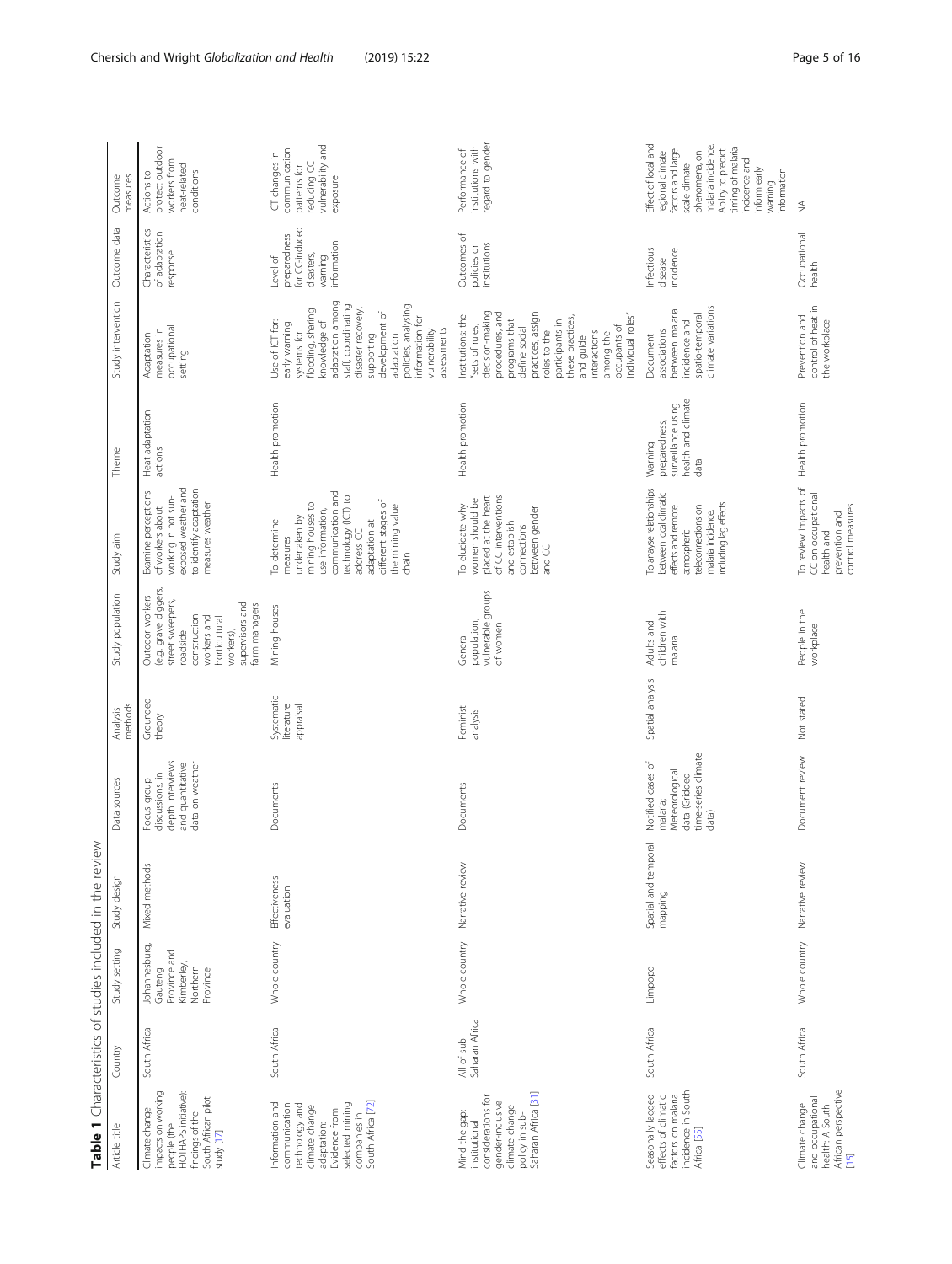**Table 1** Characteristics of studies included in the review

| Article title | Country | Study setting | Study design | Data sources | Analysis methods | Study population | Study aim | Theme | Study intervention | Outcome data | Outcome measures |
|---|---|---|---|---|---|---|---|---|---|---|---|
| Climate change impacts on working people (the HOTHAPS initiative): findings of the South African pilot study [17] | South Africa | Johannesburg, Gauteng Province and Kimberley, Northern Province | Mixed methods | Focus group discussions, in depth interviews and quantitative data on weather | Grounded theory | Outdoor workers (e.g. grave diggers, street sweepers, roadside construction workers and horticultural workers), supervisors and farm managers | Examine perceptions of workers about working in hot sun-exposed weather and to identify adaptation measures weather | Heat adaptation actions | Adaptation measures in occupational setting | Characteristics of adaptation response | Actions to protect outdoor workers from heat-related conditions |
| Information and communication technology and climate change adaptation: Evidence from selected mining companies in South Africa [72] | South Africa | Whole country | Effectiveness evaluation | Documents | Systematic literature appraisal | Mining houses | To determine measures undertaken by mining houses to use information, communication and technology (ICT) to address CC adaptation at different stages of the mining value chain | Health promotion | Use of ICT for: early warning systems for flooding, sharing knowledge of adaptation among staff, coordinating disaster recovery, supporting development of adaptation policies, analysing information for vulnerability assessments | Level of preparedness for CC-induced disasters, warning information | ICT changes in communication patterns for reducing CC vulnerability and exposure |
| Mind the gap: institutional considerations for gender-inclusive climate change policy in sub-Saharan Africa [31] | All of sub-Saharan Africa | Whole country | Narrative review | Documents | Feminist analysis | General population, vulnerable groups of women | To elucidate why women should be placed at the heart of CC interventions and establish connections between gender and CC | Health promotion | Institutions: the "sets of rules, decision-making procedures, and programs that define social practices, assign roles to the participants in these practices, and guide interactions among the occupants of individual roles" | Outcomes of policies or institutions | Performance of institutions with regard to gender |
| Seasonally lagged effects of climatic factors on malaria incidence in South Africa [55] | South Africa | Limpopo | Spatial and temporal mapping | Notified cases of malaria; Meteorological data (Gridded time-series climate data) | Spatial analysis | Adults and children with malaria | To analyse relationships between local climatic effects and remote atmospheric teleconnections on malaria incidence, including lag effects | Warning preparedness, surveillance using health and climate data | Document associations between malaria incidence and spatio-temporal climate variations | Infectious disease incidence | Effect of local and regional climate factors and large scale climate phenomena, on malaria incidence. Ability to predict timing of malaria incidence and inform early warning information |
| Climate change and occupational health: A South African perspective [15] | South Africa | Whole country | Narrative review | Document review | Not stated | People in the workplace | To review impacts of CC on occupational health and prevention and control measures | Health promotion | Prevention and control of heat in the workplace | Occupational health | NA |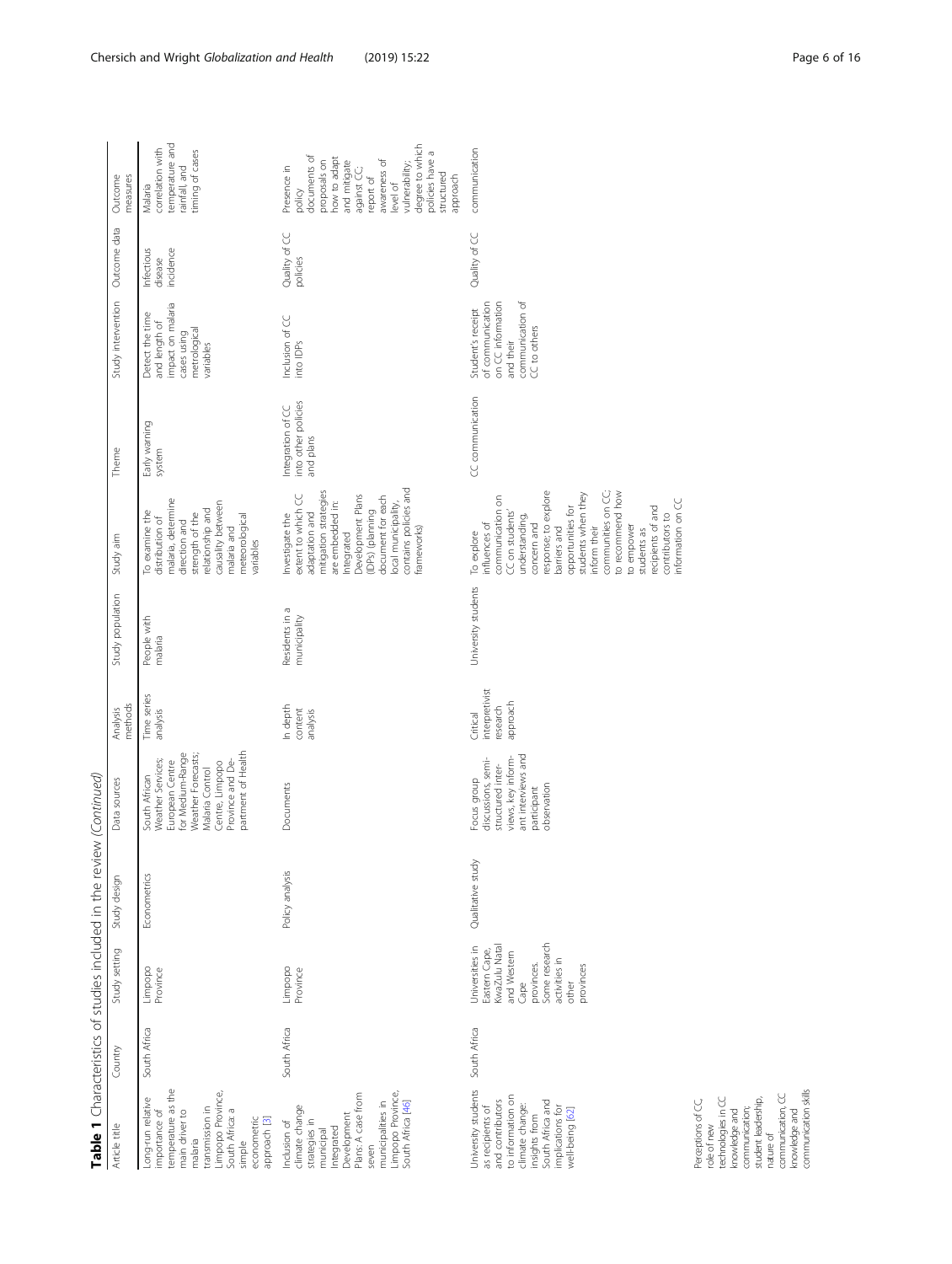**Table 1** Characteristics of studies included in the review *(Continued)*

| Article title | Country | Study setting | Study design | Data sources | Analysis methods | Study population | Study aim | Theme | Study intervention | Outcome data | Outcome measures |
|---|---|---|---|---|---|---|---|---|---|---|---|
| Long-run relative importance of temperature as the main driver to malaria transmission in Limpopo Province, South Africa: a simple econometric approach [3] | South Africa | Limpopo Province | Econometrics | South African Weather Services; European Centre for Medium-Range Weather Forecasts; Malaria Control Centre, Limpopo Province and Department of Health | Time series analysis | People with malaria | To examine the distribution of malaria, determine direction and strength of the relationship and causality between malaria and meteorological variables | Early warning system | Detect the time and length of impact on malaria cases using metrological variables | Infectious disease incidence | Malaria correlation with temperature and rainfall, and timing of cases |
| Inclusion of climate change strategies in municipal Integrated Development Plans: A case from seven municipalities in Limpopo Province, South Africa [46] | South Africa | Limpopo Province | Policy analysis | Documents | In depth content analysis | Residents in a municipality | Investigate the extent to which CC adaptation and mitigation strategies are embedded in: Integrated Development Plans (IDPs) (planning document for each local municipality, contains policies and frameworks) | Integration of CC into other policies and plans | Inclusion of CC into IDPs | Quality of CC policies | Presence in policy documents of proposals on how to adapt and mitigate against CC; report of awareness of level of vulnerability; degree to which policies have a structured approach |
| University students as recipients of and contributors to information on climate change: insights from South Africa and implications for well-being [62] | South Africa | Universities in Eastern Cape, KwaZulu Natal and Western Cape provinces. Some research activities in other provinces | Qualitative study | Focus group discussions, semi-structured interviews, key informant interviews and participant observation | Critical interpretivist research approach | University students | To explore influences of communication on CC on students' understanding, concern and response; to explore barriers and opportunities for students when they inform their communities on CC; to recommend how to empower students as recipients of and contributors to information on CC | CC communication | Student's receipt of communication on CC information and their communication of CC to others | Quality of CC communication | Perceptions of CC, role of new technologies in CC knowledge and communication; student leadership, nature of communication, CC knowledge and communication skills |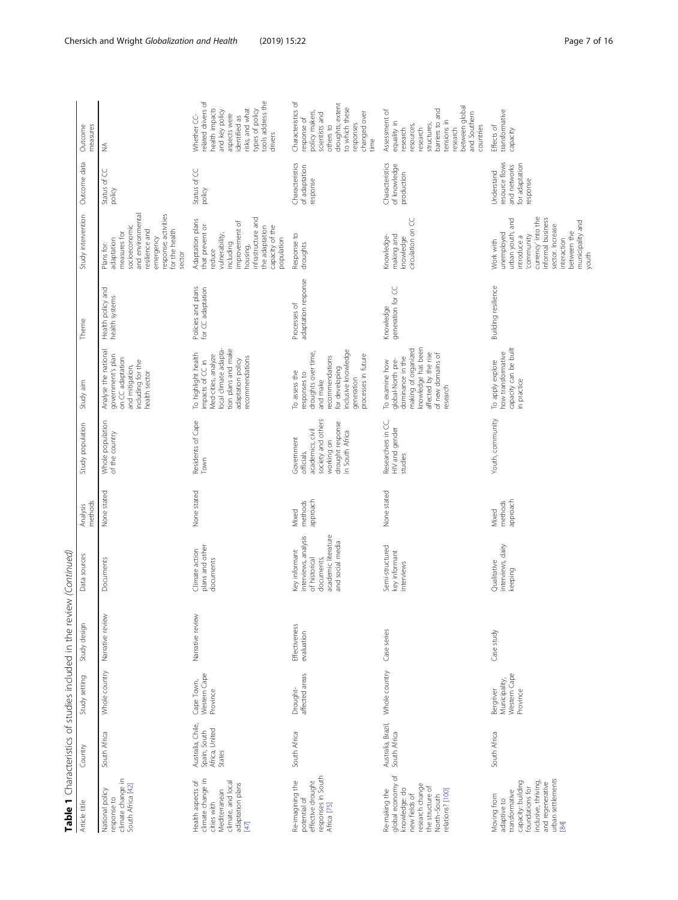**Table 1** Characteristics of studies included in the review *(Continued)*

| Article title | Country | Study setting | Study design | Data sources | Analysis methods | Study population | Study aim | Theme | Study intervention | Outcome data | Outcome measures |
|---|---|---|---|---|---|---|---|---|---|---|---|
| National policy response to climate change in South Africa [42] | South Africa | Whole country | Narrative review | Documents | None stated | Whole population of the country | Analyse the national government's plan on CC adaptation and mitigation, including for the health sector | Health policy and health systems | Plans for: adaptation measures for socioeconomic and environmental resilience and emergency response activities for the health sector | Status of CC policy | NA |
| Health aspects of climate change in cities with Mediterranean climate, and local adaptation plans [47] | Australia, Chile, Spain, South Africa, United States | Cape Town, Western Cape Province | Narrative review | Climate action plans and other documents | None stated | Residents of Cape Town | To highlight health impacts of CC in Med-cities, analyze local climate adaptation plans and make adaptation policy recommendations | Policies and plans for CC adaptation | Adaptation plans that prevent or reduce vulnerability, including improvement of housing, infrastructure and the adaptation capacity of the population | Status of CC policy | Whether CC-related drivers of health impacts and key policy aspects were identified as risks, and what types of policy tools address the drivers |
| Re-imagining the potential of effective drought responses in South Africa [75] | South Africa | Drought-affected areas | Effectiveness evaluation | Key informant interviews, analysis of historical documents, academic literature and social media | Mixed methods approach | Government officials, academics, civil society and others working on drought response in South Africa | To assess the responses to droughts over time, and make recommendations for developing inclusive knowledge generation processes in future | Processes of adaptation response | Response to droughts | Characteristics of adaptation response | Characteristics of response of policy makers, scientists and others to droughts; extent to which these responses changed over time |
| Re-making the global economy of knowledge: do new fields of research change the structure of North–South relations? [100] | Australia, Brazil, South Africa | Whole country | Case series | Semi-structured key informant interviews | None stated | Researchers in CC, HIV and gender studies | To examine how global-North pre-dominance in the making of organized knowledge has been affected by the rise of new domains of research | Knowledge generation for CC | Knowledge-making and knowledge circulation on CC | Characteristics of knowledge production | Assessment of equality in research resources, research structures, barriers to and tensions in research between global and Southern countries |
| Moving from adaptive to transformative capacity: building foundations for inclusive, thriving, and regenerative urban settlements [84] | South Africa | Bergriver Municipality, Western Cape Province | Case study | Qualitative interviews, dairy keeping | Mixed methods approach | Youth, community | To apply explore how transformative capacity can be built in practice | Building resilience | Work with unemployed urban youth, and introduce a 'community currency' into the informal business sector. Increase interaction between the municipality and youth | Understand resource flows and networks for adaptation response | Effects of transformative capacity |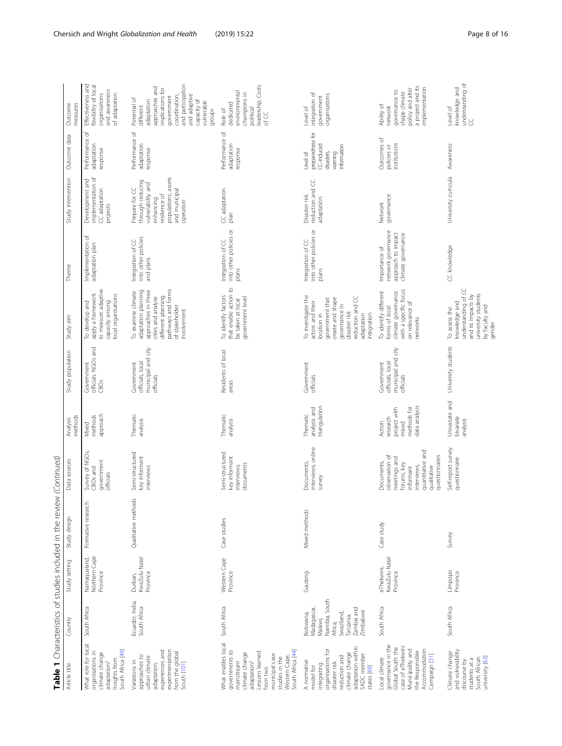**Table 1** Characteristics of studies included in the review *(Continued)*

| Article title | Country | Study setting | Study design | Data sources | Analysis methods | Study population | Study aim | Theme | Study intervention | Outcome data | Outcome measures |
|---|---|---|---|---|---|---|---|---|---|---|---|
| What role for local organisations in climate change adaptation? Insights from South Africa [49] | South Africa | Namaqualand, Northern Cape Province | Formative research | Survey of NGOs, CBOs and government officials | Mixed methods approach | Government officials, NGOs and CBOs | To develop and apply a framework to measure adaptive capacity among local organisations | Implementation of adaptation plan | Development and implementation of CC adaptation projects | Performance of adaptation response | Effectiveness and flexibility of local organisations and awareness of adaptation |
| Variations in approaches to urban climate adaptation: experiences and experimentation from the global South [101] | Ecuador, India, South Africa | Durban, KwaZulu Natal Province | Qualitative methods | Semi-structured key informant interviews | Thematic analysis | Government officials, local municipal and city officials | To examine climate adaptation planning approaches in three cities and analyse different planning pathways and forms of stakeholder involvement | Integration of CC into other policies and plans | Prepare for CC through reducing vulnerability and enhancing resilience of populations, assets and municipal operation | Performance of adaptation response | Potential of different adaptation approaches and implications for government coordination, and participation and adaptive capacity of vulnerable groups |
| What enables local governments to mainstream climate change adaptation? Lessons learned from two municipal case studies in the Western Cape, South Africa [44] | South Africa | Western Cape Province | Case studies | Semi-structured key informant interviews; documents | Thematic analysis | Residents of local areas | To identify factors that enable action to be taken at local government level | Integration of CC into other policies or plans | CC adaptation plan | Performance of adaptation response | Role of dedicated environmental champions in political leadership. Costs of CC |
| A normative model for integrating organisations for disaster risk reduction and climate change adaptation within SADC member states [69] | Botswana, Madagascar, Malawi, Namibia, South Africa, Swaziland, Tanzania, Zambia and Zimbabwe | Gauteng | Mixed methods | Documents, interviews, online survey | Thematic analysis and triangulation | Government officials | To investigate the actors and their location in government that create and shape governance in disaster risk reduction and CC adaptation integration | Integration of CC into other policies or plans | Disaster risk reduction and CC adaptation | Level of preparedness for CC-induced disasters, warning information | Level of integration of government organisations |
| Local climate governance in the Global South: the case of eThekwini Municipality and the Responsible Accommodation Campaign [51] | South Africa | eThekwini, KwaZulu Natal Province | Case study | Documents, observation of meetings and forums, key informant interviews, quantitative and qualitative questionnaires | Action research project with mixed methods for data analysis | Government officials, local municipal and city officials | To identify different forms of local climate governance with a specific focus on relevance of networks | Importance of network governance approach to impact climate governance | Network governance | Outcomes of policies or institutions | Ability of network governance to shape climate policy and alter a project and its implementation |
| Climate change and vulnerability discourse by students at a South African university [63] | South Africa | Limpopo Province | Survey | Self-report survey questionnaire | Univariate and bivariate analysis | University students | To assess the knowledge and understanding of CC and its impacts by university students by faculty and gender | CC knowledge | University curricula | Awareness | Level of knowledge and understanding of CC |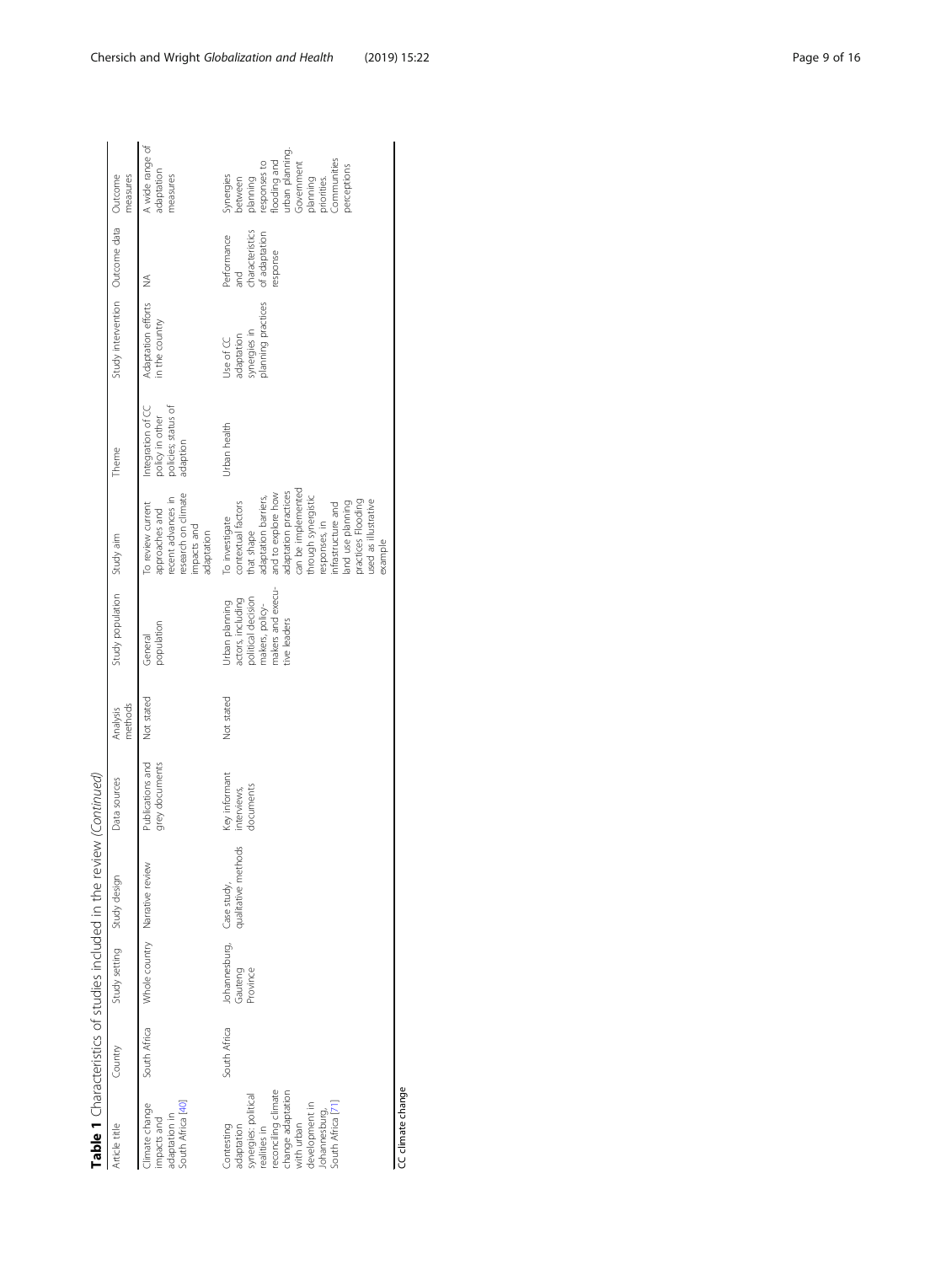**Table 1** Characteristics of studies included in the review *(Continued)*

| Article title | Country | Study setting | Study design | Data sources | Analysis methods | Study population | Study aim | Theme | Study intervention | Outcome data | Outcome measures |
|---|---|---|---|---|---|---|---|---|---|---|---|
| Climate change impacts and adaptation in South Africa [40] | South Africa | Whole country | Narrative review | Publications and grey documents | Not stated | General population | To review current approaches and recent advances in research on climate impacts and adaptation | Integration of CC policy in other policies; status of adaption | Adaptation efforts in the country | NA | A wide range of adaptation measures |
| Contesting adaptation synergies: political realities in reconciling climate change adaptation with urban development in Johannesburg, South Africa [71] | South Africa | Johannesburg, Gauteng Province | Case study, qualitative methods | Key informant interviews, documents | Not stated | Urban planning actors, including political decision makers, policy-makers and executive leaders | To investigate contextual factors that shape adaptation barriers, and to explore how adaptation practices can be implemented through synergistic responses, in infrastructure and land use planning practices Flooding used as illustrative example | Urban health | Use of CC adaptation synergies in planning practices | Performance and characteristics of adaptation response | Synergies between planning responses to flooding and urban planning. Government planning priorities. Communities perceptions |

CC climate change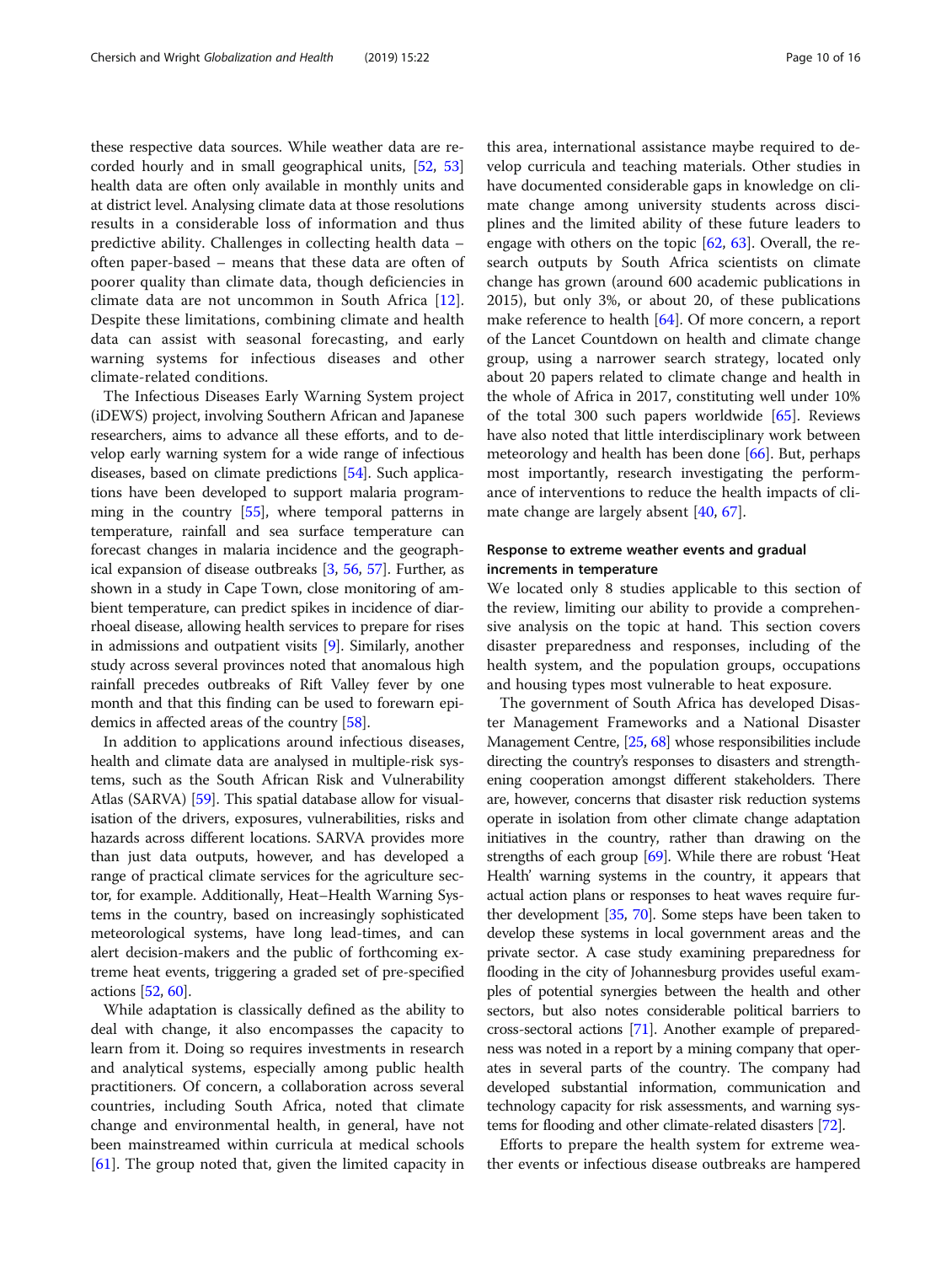these respective data sources. While weather data are recorded hourly and in small geographical units, [52, 53] health data are often only available in monthly units and at district level. Analysing climate data at those resolutions results in a considerable loss of information and thus predictive ability. Challenges in collecting health data – often paper-based – means that these data are often of poorer quality than climate data, though deficiencies in climate data are not uncommon in South Africa [12]. Despite these limitations, combining climate and health data can assist with seasonal forecasting, and early warning systems for infectious diseases and other climate-related conditions.

The Infectious Diseases Early Warning System project (iDEWS) project, involving Southern African and Japanese researchers, aims to advance all these efforts, and to develop early warning system for a wide range of infectious diseases, based on climate predictions [54]. Such applications have been developed to support malaria programming in the country [55], where temporal patterns in temperature, rainfall and sea surface temperature can forecast changes in malaria incidence and the geographical expansion of disease outbreaks [3, 56, 57]. Further, as shown in a study in Cape Town, close monitoring of ambient temperature, can predict spikes in incidence of diarrhoeal disease, allowing health services to prepare for rises in admissions and outpatient visits [9]. Similarly, another study across several provinces noted that anomalous high rainfall precedes outbreaks of Rift Valley fever by one month and that this finding can be used to forewarn epidemics in affected areas of the country [58].

In addition to applications around infectious diseases, health and climate data are analysed in multiple-risk systems, such as the South African Risk and Vulnerability Atlas (SARVA) [59]. This spatial database allow for visualisation of the drivers, exposures, vulnerabilities, risks and hazards across different locations. SARVA provides more than just data outputs, however, and has developed a range of practical climate services for the agriculture sector, for example. Additionally, Heat–Health Warning Systems in the country, based on increasingly sophisticated meteorological systems, have long lead-times, and can alert decision-makers and the public of forthcoming extreme heat events, triggering a graded set of pre-specified actions [52, 60].

While adaptation is classically defined as the ability to deal with change, it also encompasses the capacity to learn from it. Doing so requires investments in research and analytical systems, especially among public health practitioners. Of concern, a collaboration across several countries, including South Africa, noted that climate change and environmental health, in general, have not been mainstreamed within curricula at medical schools [61]. The group noted that, given the limited capacity in this area, international assistance maybe required to develop curricula and teaching materials. Other studies in have documented considerable gaps in knowledge on climate change among university students across disciplines and the limited ability of these future leaders to engage with others on the topic [62, 63]. Overall, the research outputs by South Africa scientists on climate change has grown (around 600 academic publications in 2015), but only 3%, or about 20, of these publications make reference to health [64]. Of more concern, a report of the Lancet Countdown on health and climate change group, using a narrower search strategy, located only about 20 papers related to climate change and health in the whole of Africa in 2017, constituting well under 10% of the total 300 such papers worldwide [65]. Reviews have also noted that little interdisciplinary work between meteorology and health has been done [66]. But, perhaps most importantly, research investigating the performance of interventions to reduce the health impacts of climate change are largely absent [40, 67].

### Response to extreme weather events and gradual increments in temperature

We located only 8 studies applicable to this section of the review, limiting our ability to provide a comprehensive analysis on the topic at hand. This section covers disaster preparedness and responses, including of the health system, and the population groups, occupations and housing types most vulnerable to heat exposure.

The government of South Africa has developed Disaster Management Frameworks and a National Disaster Management Centre, [25, 68] whose responsibilities include directing the country's responses to disasters and strengthening cooperation amongst different stakeholders. There are, however, concerns that disaster risk reduction systems operate in isolation from other climate change adaptation initiatives in the country, rather than drawing on the strengths of each group [69]. While there are robust 'Heat Health' warning systems in the country, it appears that actual action plans or responses to heat waves require further development [35, 70]. Some steps have been taken to develop these systems in local government areas and the private sector. A case study examining preparedness for flooding in the city of Johannesburg provides useful examples of potential synergies between the health and other sectors, but also notes considerable political barriers to cross-sectoral actions [71]. Another example of preparedness was noted in a report by a mining company that operates in several parts of the country. The company had developed substantial information, communication and technology capacity for risk assessments, and warning systems for flooding and other climate-related disasters [72].

Efforts to prepare the health system for extreme weather events or infectious disease outbreaks are hampered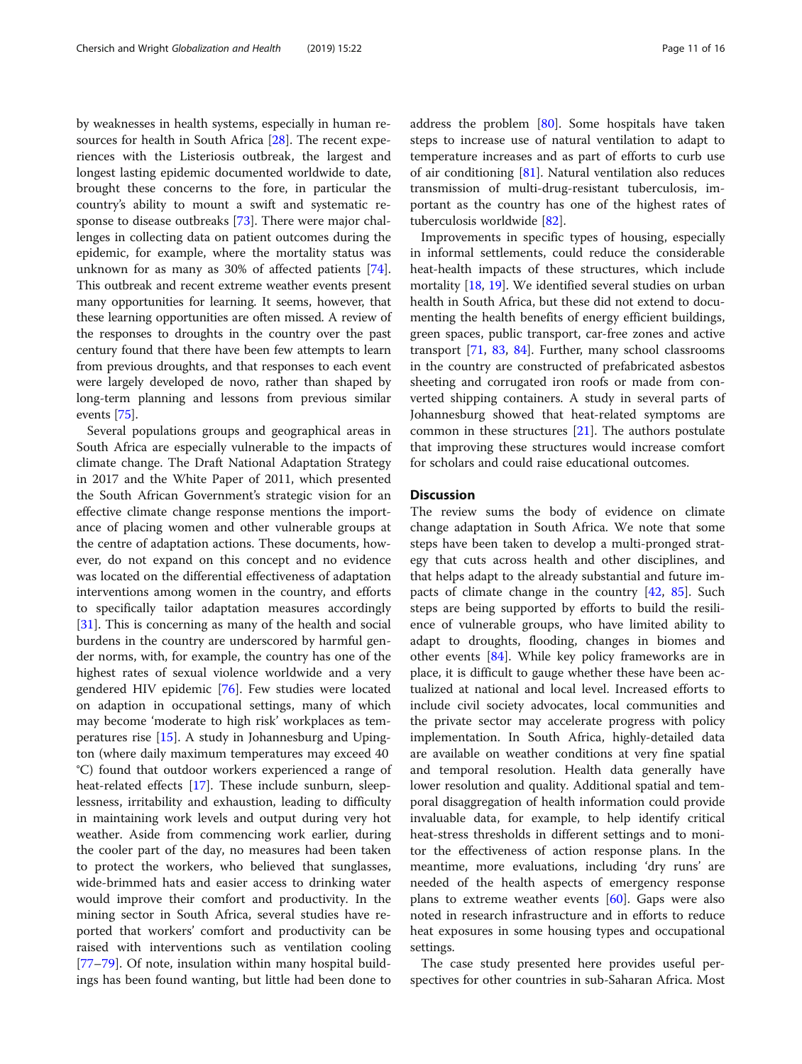by weaknesses in health systems, especially in human resources for health in South Africa [28]. The recent experiences with the Listeriosis outbreak, the largest and longest lasting epidemic documented worldwide to date, brought these concerns to the fore, in particular the country's ability to mount a swift and systematic response to disease outbreaks [73]. There were major challenges in collecting data on patient outcomes during the epidemic, for example, where the mortality status was unknown for as many as 30% of affected patients [74]. This outbreak and recent extreme weather events present many opportunities for learning. It seems, however, that these learning opportunities are often missed. A review of the responses to droughts in the country over the past century found that there have been few attempts to learn from previous droughts, and that responses to each event were largely developed de novo, rather than shaped by long-term planning and lessons from previous similar events [75].

Several populations groups and geographical areas in South Africa are especially vulnerable to the impacts of climate change. The Draft National Adaptation Strategy in 2017 and the White Paper of 2011, which presented the South African Government's strategic vision for an effective climate change response mentions the importance of placing women and other vulnerable groups at the centre of adaptation actions. These documents, however, do not expand on this concept and no evidence was located on the differential effectiveness of adaptation interventions among women in the country, and efforts to specifically tailor adaptation measures accordingly [31]. This is concerning as many of the health and social burdens in the country are underscored by harmful gender norms, with, for example, the country has one of the highest rates of sexual violence worldwide and a very gendered HIV epidemic [76]. Few studies were located on adaption in occupational settings, many of which may become 'moderate to high risk' workplaces as temperatures rise [15]. A study in Johannesburg and Upington (where daily maximum temperatures may exceed 40 °C) found that outdoor workers experienced a range of heat-related effects [17]. These include sunburn, sleeplessness, irritability and exhaustion, leading to difficulty in maintaining work levels and output during very hot weather. Aside from commencing work earlier, during the cooler part of the day, no measures had been taken to protect the workers, who believed that sunglasses, wide-brimmed hats and easier access to drinking water would improve their comfort and productivity. In the mining sector in South Africa, several studies have reported that workers' comfort and productivity can be raised with interventions such as ventilation cooling [77–79]. Of note, insulation within many hospital buildings has been found wanting, but little had been done to address the problem [80]. Some hospitals have taken steps to increase use of natural ventilation to adapt to temperature increases and as part of efforts to curb use of air conditioning [81]. Natural ventilation also reduces transmission of multi-drug-resistant tuberculosis, important as the country has one of the highest rates of tuberculosis worldwide [82].

Improvements in specific types of housing, especially in informal settlements, could reduce the considerable heat-health impacts of these structures, which include mortality [18, 19]. We identified several studies on urban health in South Africa, but these did not extend to documenting the health benefits of energy efficient buildings, green spaces, public transport, car-free zones and active transport [71, 83, 84]. Further, many school classrooms in the country are constructed of prefabricated asbestos sheeting and corrugated iron roofs or made from converted shipping containers. A study in several parts of Johannesburg showed that heat-related symptoms are common in these structures [21]. The authors postulate that improving these structures would increase comfort for scholars and could raise educational outcomes.

## Discussion

The review sums the body of evidence on climate change adaptation in South Africa. We note that some steps have been taken to develop a multi-pronged strategy that cuts across health and other disciplines, and that helps adapt to the already substantial and future impacts of climate change in the country [42, 85]. Such steps are being supported by efforts to build the resilience of vulnerable groups, who have limited ability to adapt to droughts, flooding, changes in biomes and other events [84]. While key policy frameworks are in place, it is difficult to gauge whether these have been actualized at national and local level. Increased efforts to include civil society advocates, local communities and the private sector may accelerate progress with policy implementation. In South Africa, highly-detailed data are available on weather conditions at very fine spatial and temporal resolution. Health data generally have lower resolution and quality. Additional spatial and temporal disaggregation of health information could provide invaluable data, for example, to help identify critical heat-stress thresholds in different settings and to monitor the effectiveness of action response plans. In the meantime, more evaluations, including 'dry runs' are needed of the health aspects of emergency response plans to extreme weather events [60]. Gaps were also noted in research infrastructure and in efforts to reduce heat exposures in some housing types and occupational settings.

The case study presented here provides useful perspectives for other countries in sub-Saharan Africa. Most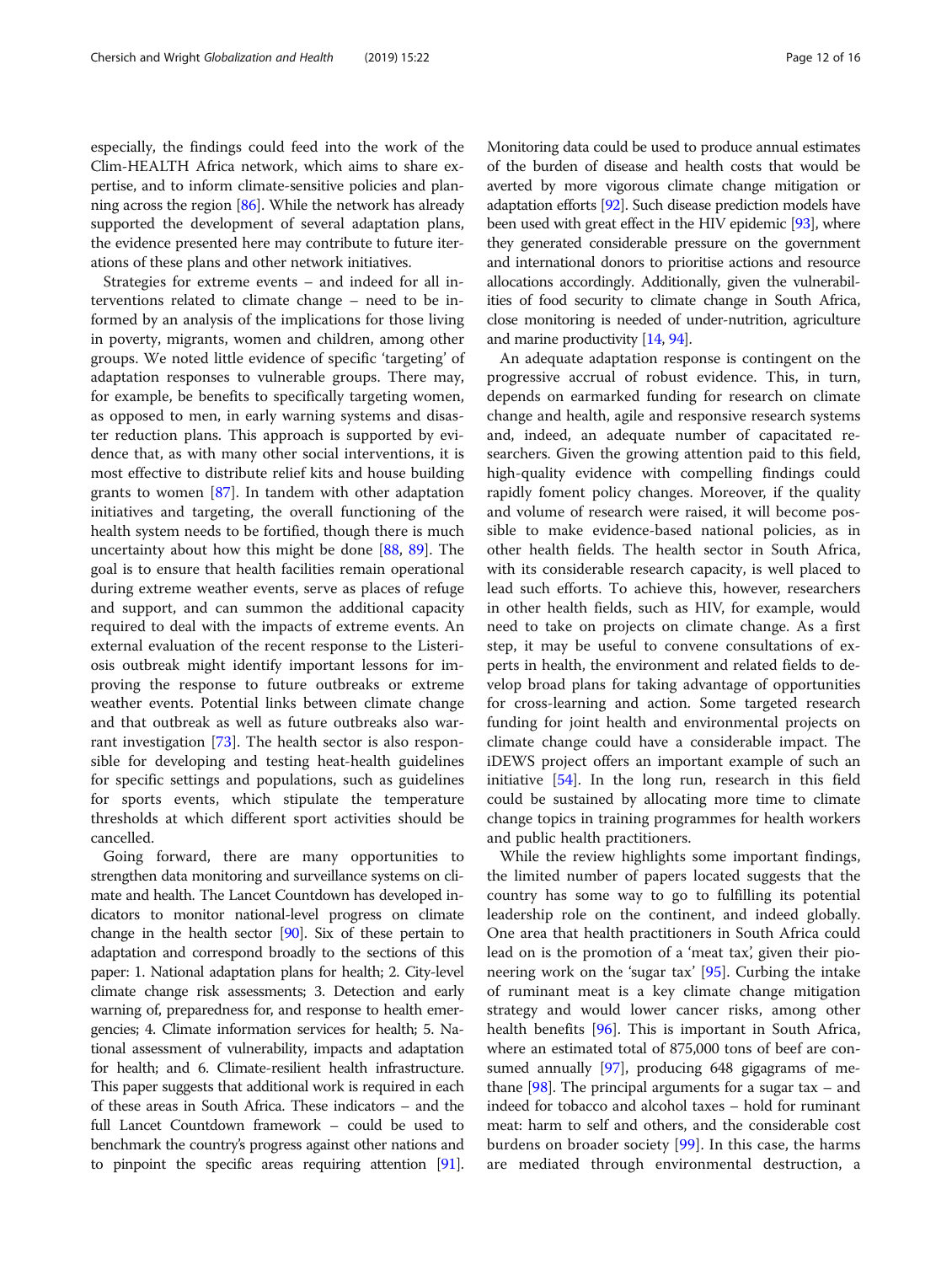especially, the findings could feed into the work of the Clim-HEALTH Africa network, which aims to share expertise, and to inform climate-sensitive policies and planning across the region [86]. While the network has already supported the development of several adaptation plans, the evidence presented here may contribute to future iterations of these plans and other network initiatives.

Strategies for extreme events – and indeed for all interventions related to climate change – need to be informed by an analysis of the implications for those living in poverty, migrants, women and children, among other groups. We noted little evidence of specific 'targeting' of adaptation responses to vulnerable groups. There may, for example, be benefits to specifically targeting women, as opposed to men, in early warning systems and disaster reduction plans. This approach is supported by evidence that, as with many other social interventions, it is most effective to distribute relief kits and house building grants to women [87]. In tandem with other adaptation initiatives and targeting, the overall functioning of the health system needs to be fortified, though there is much uncertainty about how this might be done [88, 89]. The goal is to ensure that health facilities remain operational during extreme weather events, serve as places of refuge and support, and can summon the additional capacity required to deal with the impacts of extreme events. An external evaluation of the recent response to the Listeriosis outbreak might identify important lessons for improving the response to future outbreaks or extreme weather events. Potential links between climate change and that outbreak as well as future outbreaks also warrant investigation [73]. The health sector is also responsible for developing and testing heat-health guidelines for specific settings and populations, such as guidelines for sports events, which stipulate the temperature thresholds at which different sport activities should be cancelled.

Going forward, there are many opportunities to strengthen data monitoring and surveillance systems on climate and health. The Lancet Countdown has developed indicators to monitor national-level progress on climate change in the health sector [90]. Six of these pertain to adaptation and correspond broadly to the sections of this paper: 1. National adaptation plans for health; 2. City-level climate change risk assessments; 3. Detection and early warning of, preparedness for, and response to health emergencies; 4. Climate information services for health; 5. National assessment of vulnerability, impacts and adaptation for health; and 6. Climate-resilient health infrastructure. This paper suggests that additional work is required in each of these areas in South Africa. These indicators – and the full Lancet Countdown framework – could be used to benchmark the country's progress against other nations and to pinpoint the specific areas requiring attention [91]. Monitoring data could be used to produce annual estimates of the burden of disease and health costs that would be averted by more vigorous climate change mitigation or adaptation efforts [92]. Such disease prediction models have been used with great effect in the HIV epidemic [93], where they generated considerable pressure on the government and international donors to prioritise actions and resource allocations accordingly. Additionally, given the vulnerabilities of food security to climate change in South Africa, close monitoring is needed of under-nutrition, agriculture and marine productivity [14, 94].

An adequate adaptation response is contingent on the progressive accrual of robust evidence. This, in turn, depends on earmarked funding for research on climate change and health, agile and responsive research systems and, indeed, an adequate number of capacitated researchers. Given the growing attention paid to this field, high-quality evidence with compelling findings could rapidly foment policy changes. Moreover, if the quality and volume of research were raised, it will become possible to make evidence-based national policies, as in other health fields. The health sector in South Africa, with its considerable research capacity, is well placed to lead such efforts. To achieve this, however, researchers in other health fields, such as HIV, for example, would need to take on projects on climate change. As a first step, it may be useful to convene consultations of experts in health, the environment and related fields to develop broad plans for taking advantage of opportunities for cross-learning and action. Some targeted research funding for joint health and environmental projects on climate change could have a considerable impact. The iDEWS project offers an important example of such an initiative [54]. In the long run, research in this field could be sustained by allocating more time to climate change topics in training programmes for health workers and public health practitioners.

While the review highlights some important findings, the limited number of papers located suggests that the country has some way to go to fulfilling its potential leadership role on the continent, and indeed globally. One area that health practitioners in South Africa could lead on is the promotion of a 'meat tax', given their pioneering work on the 'sugar tax' [95]. Curbing the intake of ruminant meat is a key climate change mitigation strategy and would lower cancer risks, among other health benefits [96]. This is important in South Africa, where an estimated total of 875,000 tons of beef are consumed annually [97], producing 648 gigagrams of methane [98]. The principal arguments for a sugar tax – and indeed for tobacco and alcohol taxes – hold for ruminant meat: harm to self and others, and the considerable cost burdens on broader society [99]. In this case, the harms are mediated through environmental destruction, a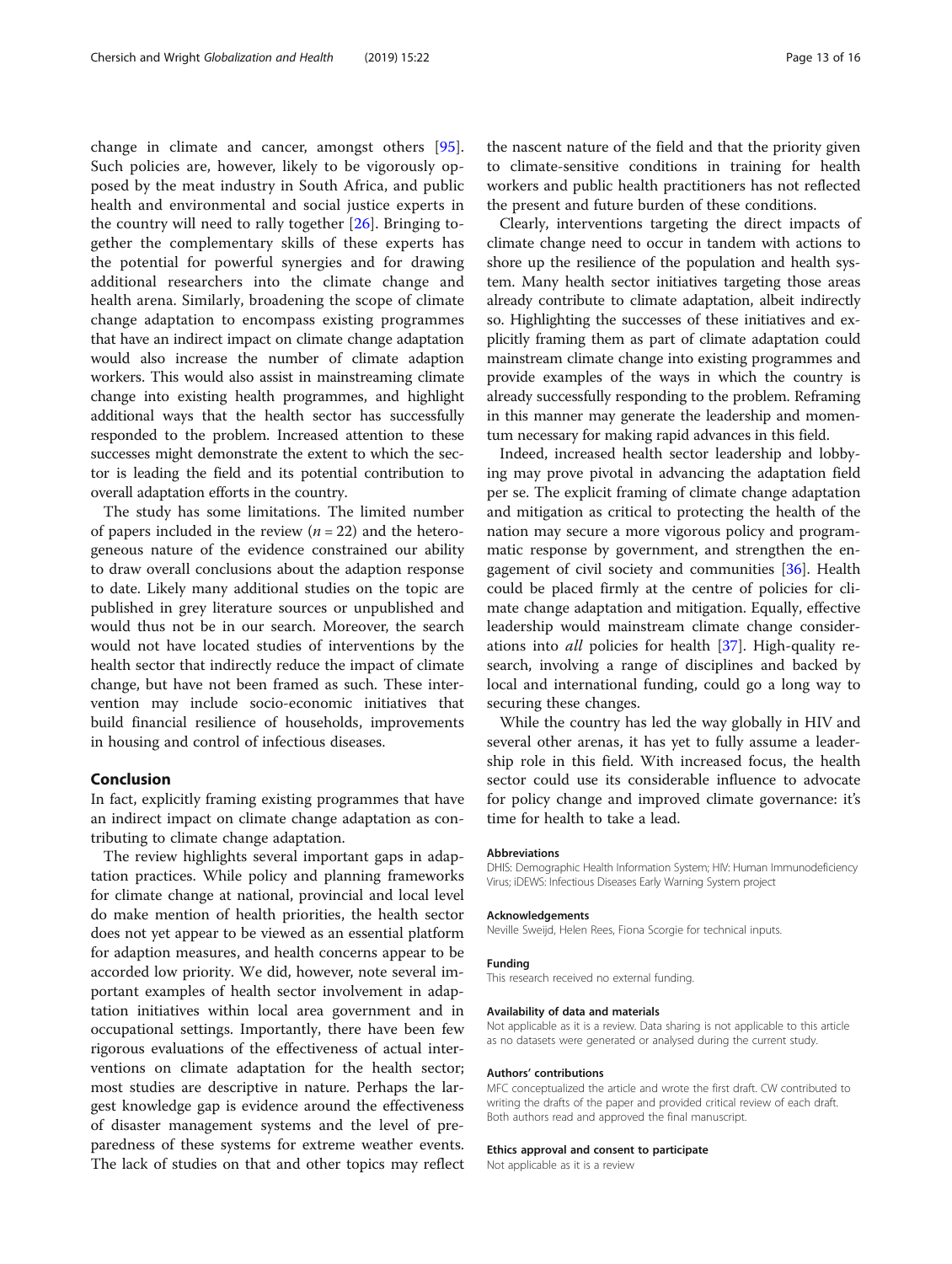change in climate and cancer, amongst others [95]. Such policies are, however, likely to be vigorously opposed by the meat industry in South Africa, and public health and environmental and social justice experts in the country will need to rally together [26]. Bringing together the complementary skills of these experts has the potential for powerful synergies and for drawing additional researchers into the climate change and health arena. Similarly, broadening the scope of climate change adaptation to encompass existing programmes that have an indirect impact on climate change adaptation would also increase the number of climate adaption workers. This would also assist in mainstreaming climate change into existing health programmes, and highlight additional ways that the health sector has successfully responded to the problem. Increased attention to these successes might demonstrate the extent to which the sector is leading the field and its potential contribution to overall adaptation efforts in the country.

The study has some limitations. The limited number of papers included in the review ($n = 22$) and the heterogeneous nature of the evidence constrained our ability to draw overall conclusions about the adaption response to date. Likely many additional studies on the topic are published in grey literature sources or unpublished and would thus not be in our search. Moreover, the search would not have located studies of interventions by the health sector that indirectly reduce the impact of climate change, but have not been framed as such. These intervention may include socio-economic initiatives that build financial resilience of households, improvements in housing and control of infectious diseases.

## Conclusion

In fact, explicitly framing existing programmes that have an indirect impact on climate change adaptation as contributing to climate change adaptation.

The review highlights several important gaps in adaptation practices. While policy and planning frameworks for climate change at national, provincial and local level do make mention of health priorities, the health sector does not yet appear to be viewed as an essential platform for adaption measures, and health concerns appear to be accorded low priority. We did, however, note several important examples of health sector involvement in adaptation initiatives within local area government and in occupational settings. Importantly, there have been few rigorous evaluations of the effectiveness of actual interventions on climate adaptation for the health sector; most studies are descriptive in nature. Perhaps the largest knowledge gap is evidence around the effectiveness of disaster management systems and the level of preparedness of these systems for extreme weather events. The lack of studies on that and other topics may reflect the nascent nature of the field and that the priority given to climate-sensitive conditions in training for health workers and public health practitioners has not reflected the present and future burden of these conditions.

Clearly, interventions targeting the direct impacts of climate change need to occur in tandem with actions to shore up the resilience of the population and health system. Many health sector initiatives targeting those areas already contribute to climate adaptation, albeit indirectly so. Highlighting the successes of these initiatives and explicitly framing them as part of climate adaptation could mainstream climate change into existing programmes and provide examples of the ways in which the country is already successfully responding to the problem. Reframing in this manner may generate the leadership and momentum necessary for making rapid advances in this field.

Indeed, increased health sector leadership and lobbying may prove pivotal in advancing the adaptation field per se. The explicit framing of climate change adaptation and mitigation as critical to protecting the health of the nation may secure a more vigorous policy and programmatic response by government, and strengthen the engagement of civil society and communities [36]. Health could be placed firmly at the centre of policies for climate change adaptation and mitigation. Equally, effective leadership would mainstream climate change considerations into *all* policies for health [37]. High-quality research, involving a range of disciplines and backed by local and international funding, could go a long way to securing these changes.

While the country has led the way globally in HIV and several other arenas, it has yet to fully assume a leadership role in this field. With increased focus, the health sector could use its considerable influence to advocate for policy change and improved climate governance: it's time for health to take a lead.

#### Abbreviations

DHIS: Demographic Health Information System; HIV: Human Immunodeficiency Virus; iDEWS: Infectious Diseases Early Warning System project

#### Acknowledgements

Neville Sweijd, Helen Rees, Fiona Scorgie for technical inputs.

#### Funding

This research received no external funding.

#### Availability of data and materials

Not applicable as it is a review. Data sharing is not applicable to this article as no datasets were generated or analysed during the current study.

#### Authors' contributions

MFC conceptualized the article and wrote the first draft. CW contributed to writing the drafts of the paper and provided critical review of each draft. Both authors read and approved the final manuscript.

#### Ethics approval and consent to participate

Not applicable as it is a review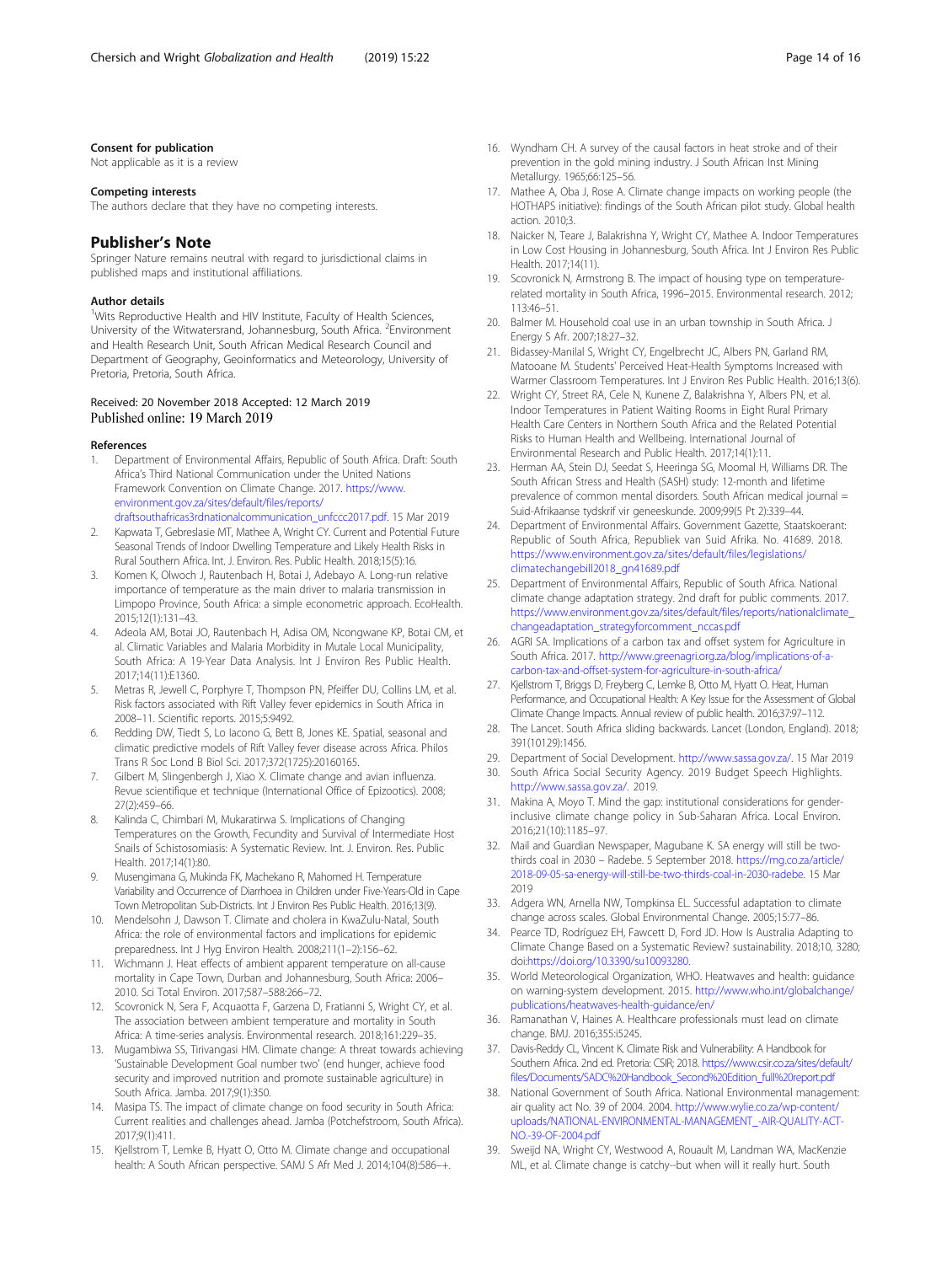#### Consent for publication

Not applicable as it is a review

#### Competing interests

The authors declare that they have no competing interests.

## Publisher's Note

Springer Nature remains neutral with regard to jurisdictional claims in published maps and institutional affiliations.

#### Author details

[1]Wits Reproductive Health and HIV Institute, Faculty of Health Sciences, University of the Witwatersrand, Johannesburg, South Africa. [2]Environment and Health Research Unit, South African Medical Research Council and Department of Geography, Geoinformatics and Meteorology, University of Pretoria, Pretoria, South Africa.

Received: 20 November 2018 Accepted: 12 March 2019
Published online: 19 March 2019

#### References

1. Department of Environmental Affairs, Republic of South Africa. Draft: South Africa's Third National Communication under the United Nations Framework Convention on Climate Change. 2017. https://www.environment.gov.za/sites/default/files/reports/draftsouthafricas3rdnationalcommunication_unfccc2017.pdf. 15 Mar 2019
2. Kapwata T, Gebreslasie MT, Mathee A, Wright CY. Current and Potential Future Seasonal Trends of Indoor Dwelling Temperature and Likely Health Risks in Rural Southern Africa. Int. J. Environ. Res. Public Health. 2018;15(5):16.
3. Komen K, Olwoch J, Rautenbach H, Botai J, Adebayo A. Long-run relative importance of temperature as the main driver to malaria transmission in Limpopo Province, South Africa: a simple econometric approach. EcoHealth. 2015;12(1):131–43.
4. Adeola AM, Botai JO, Rautenbach H, Adisa OM, Ncongwane KP, Botai CM, et al. Climatic Variables and Malaria Morbidity in Mutale Local Municipality, South Africa: A 19-Year Data Analysis. Int J Environ Res Public Health. 2017;14(11):E1360.
5. Metras R, Jewell C, Porphyre T, Thompson PN, Pfeiffer DU, Collins LM, et al. Risk factors associated with Rift Valley fever epidemics in South Africa in 2008–11. Scientific reports. 2015;5:9492.
6. Redding DW, Tiedt S, Lo Iacono G, Bett B, Jones KE. Spatial, seasonal and climatic predictive models of Rift Valley fever disease across Africa. Philos Trans R Soc Lond B Biol Sci. 2017;372(1725):20160165.
7. Gilbert M, Slingenbergh J, Xiao X. Climate change and avian influenza. Revue scientifique et technique (International Office of Epizootics). 2008; 27(2):459–66.
8. Kalinda C, Chimbari M, Mukaratirwa S. Implications of Changing Temperatures on the Growth, Fecundity and Survival of Intermediate Host Snails of Schistosomiasis: A Systematic Review. Int. J. Environ. Res. Public Health. 2017;14(1):80.
9. Musengimana G, Mukinda FK, Machekano R, Mahomed H. Temperature Variability and Occurrence of Diarrhoea in Children under Five-Years-Old in Cape Town Metropolitan Sub-Districts. Int J Environ Res Public Health. 2016;13(9).
10. Mendelsohn J, Dawson T. Climate and cholera in KwaZulu-Natal, South Africa: the role of environmental factors and implications for epidemic preparedness. Int J Hyg Environ Health. 2008;211(1–2):156–62.
11. Wichmann J. Heat effects of ambient apparent temperature on all-cause mortality in Cape Town, Durban and Johannesburg, South Africa: 2006–2010. Sci Total Environ. 2017;587–588:266–72.
12. Scovronick N, Sera F, Acquaotta F, Garzena D, Fratianni S, Wright CY, et al. The association between ambient temperature and mortality in South Africa: A time-series analysis. Environmental research. 2018;161:229–35.
13. Mugambiwa SS, Tirivangasi HM. Climate change: A threat towards achieving 'Sustainable Development Goal number two' (end hunger, achieve food security and improved nutrition and promote sustainable agriculture) in South Africa. Jamba. 2017;9(1):350.
14. Masipa TS. The impact of climate change on food security in South Africa: Current realities and challenges ahead. Jamba (Potchefstroom, South Africa). 2017;9(1):411.
15. Kjellstrom T, Lemke B, Hyatt O, Otto M. Climate change and occupational health: A South African perspective. SAMJ S Afr Med J. 2014;104(8):586–+.
16. Wyndham CH. A survey of the causal factors in heat stroke and of their prevention in the gold mining industry. J South African Inst Mining Metallurgy. 1965;66:125–56.
17. Mathee A, Oba J, Rose A. Climate change impacts on working people (the HOTHAPS initiative): findings of the South African pilot study. Global health action. 2010;3.
18. Naicker N, Teare J, Balakrishna Y, Wright CY, Mathee A. Indoor Temperatures in Low Cost Housing in Johannesburg, South Africa. Int J Environ Res Public Health. 2017;14(11).
19. Scovronick N, Armstrong B. The impact of housing type on temperature-related mortality in South Africa, 1996–2015. Environmental research. 2012; 113:46–51.
20. Balmer M. Household coal use in an urban township in South Africa. J Energy S Afr. 2007;18:27–32.
21. Bidassey-Manilal S, Wright CY, Engelbrecht JC, Albers PN, Garland RM, Matooane M. Students' Perceived Heat-Health Symptoms Increased with Warmer Classroom Temperatures. Int J Environ Res Public Health. 2016;13(6).
22. Wright CY, Street RA, Cele N, Kunene Z, Balakrishna Y, Albers PN, et al. Indoor Temperatures in Patient Waiting Rooms in Eight Rural Primary Health Care Centers in Northern South Africa and the Related Potential Risks to Human Health and Wellbeing. International Journal of Environmental Research and Public Health. 2017;14(1):11.
23. Herman AA, Stein DJ, Seedat S, Heeringa SG, Moomal H, Williams DR. The South African Stress and Health (SASH) study: 12-month and lifetime prevalence of common mental disorders. South African medical journal = Suid-Afrikaanse tydskrif vir geneeskunde. 2009;99(5 Pt 2):339–44.
24. Department of Environmental Affairs. Government Gazette, Staatskoerant: Republic of South Africa, Republiek van Suid Afrika. No. 41689. 2018. https://www.environment.gov.za/sites/default/files/legislations/climatechangebill2018_gn41689.pdf
25. Department of Environmental Affairs, Republic of South Africa. National climate change adaptation strategy. 2nd draft for public comments. 2017. https://www.environment.gov.za/sites/default/files/reports/nationalclimate_changeadaptation_strategyforcomment_nccas.pdf
26. AGRI SA. Implications of a carbon tax and offset system for Agriculture in South Africa. 2017. http://www.greenagri.org.za/blog/implications-of-a-carbon-tax-and-offset-system-for-agriculture-in-south-africa/
27. Kjellstrom T, Briggs D, Freyberg C, Lemke B, Otto M, Hyatt O. Heat, Human Performance, and Occupational Health: A Key Issue for the Assessment of Global Climate Change Impacts. Annual review of public health. 2016;37:97–112.
28. The Lancet. South Africa sliding backwards. Lancet (London, England). 2018; 391(10129):1456.
29. Department of Social Development. http://www.sassa.gov.za/. 15 Mar 2019
30. South Africa Social Security Agency. 2019 Budget Speech Highlights. http://www.sassa.gov.za/. 2019.
31. Makina A, Moyo T. Mind the gap: institutional considerations for gender-inclusive climate change policy in Sub-Saharan Africa. Local Environ. 2016;21(10):1185–97.
32. Mail and Guardian Newspaper, Magubane K. SA energy will still be two-thirds coal in 2030 – Radebe. 5 September 2018. https://mg.co.za/article/2018-09-05-sa-energy-will-still-be-two-thirds-coal-in-2030-radebe. 15 Mar 2019
33. Adgera WN, Arnella NW, Tompkinsa EL. Successful adaptation to climate change across scales. Global Environmental Change. 2005;15:77–86.
34. Pearce TD, Rodríguez EH, Fawcett D, Ford JD. How Is Australia Adapting to Climate Change Based on a Systematic Review? sustainability. 2018;10, 3280; doi:https://doi.org/10.3390/su10093280.
35. World Meteorological Organization, WHO. Heatwaves and health: guidance on warning-system development. 2015. http://www.who.int/globalchange/publications/heatwaves-health-guidance/en/
36. Ramanathan V, Haines A. Healthcare professionals must lead on climate change. BMJ. 2016;355:i5245.
37. Davis-Reddy CL, Vincent K. Climate Risk and Vulnerability: A Handbook for Southern Africa. 2nd ed. Pretoria: CSIR; 2018. https://www.csir.co.za/sites/default/files/Documents/SADC%20Handbook_Second%20Edition_full%20report.pdf
38. National Government of South Africa. National Environmental management: air quality act No. 39 of 2004. 2004. http://www.wylie.co.za/wp-content/uploads/NATIONAL-ENVIRONMENTAL-MANAGEMENT_-AIR-QUALITY-ACT-NO.-39-OF-2004.pdf
39. Sweijd NA, Wright CY, Westwood A, Rouault M, Landman WA, MacKenzie ML, et al. Climate change is catchy--but when will it really hurt. South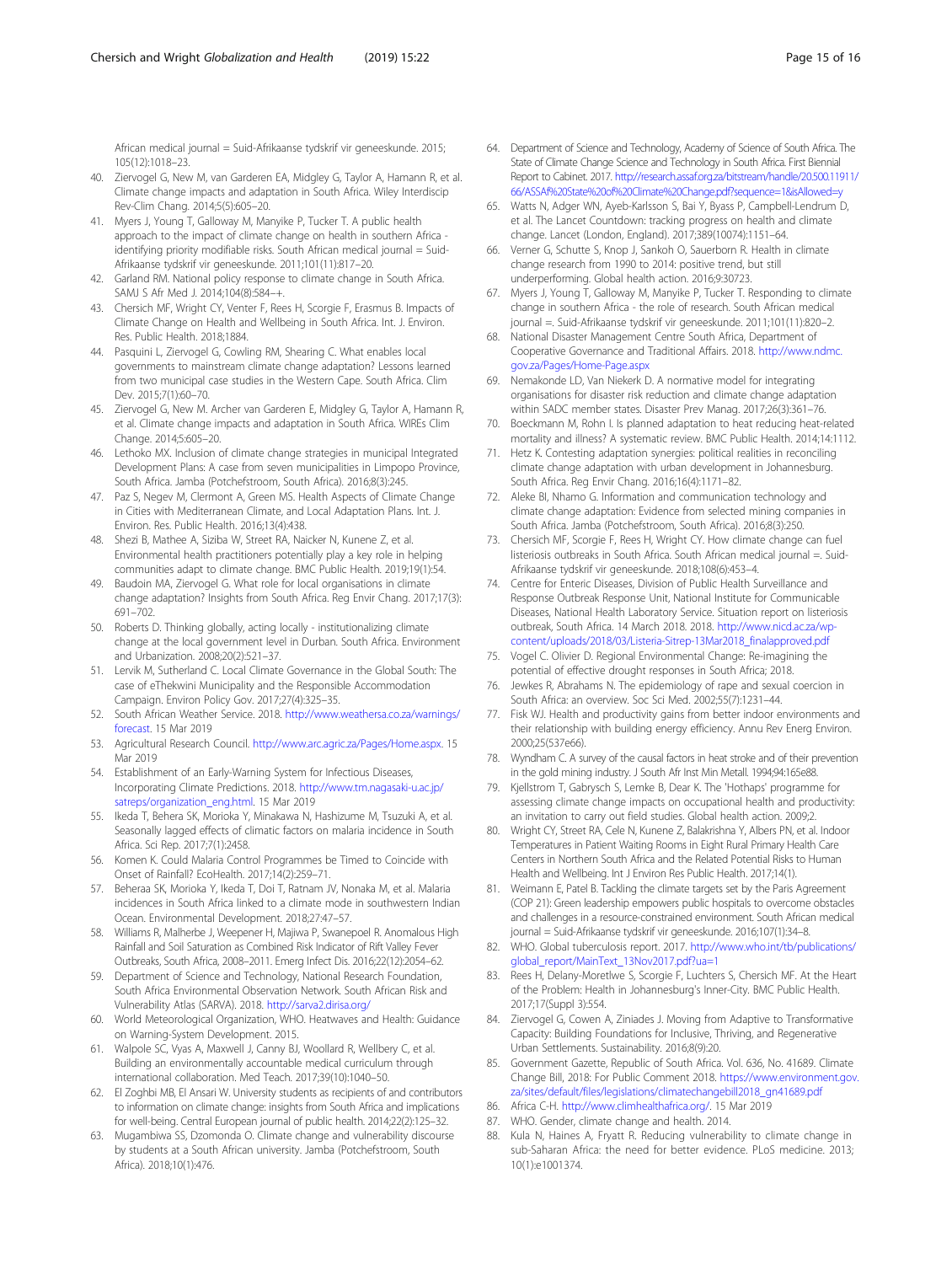African medical journal = Suid-Afrikaanse tydskrif vir geneeskunde. 2015; 105(12):1018–23.

40. Ziervogel G, New M, van Garderen EA, Midgley G, Taylor A, Hamann R, et al. Climate change impacts and adaptation in South Africa. Wiley Interdiscip Rev-Clim Chang. 2014;5(5):605–20.
41. Myers J, Young T, Galloway M, Manyike P, Tucker T. A public health approach to the impact of climate change on health in southern Africa - identifying priority modifiable risks. South African medical journal = Suid-Afrikaanse tydskrif vir geneeskunde. 2011;101(11):817–20.
42. Garland RM. National policy response to climate change in South Africa. SAMJ S Afr Med J. 2014;104(8):584–+.
43. Chersich MF, Wright CY, Venter F, Rees H, Scorgie F, Erasmus B. Impacts of Climate Change on Health and Wellbeing in South Africa. Int. J. Environ. Res. Public Health. 2018;1884.
44. Pasquini L, Ziervogel G, Cowling RM, Shearing C. What enables local governments to mainstream climate change adaptation? Lessons learned from two municipal case studies in the Western Cape. South Africa. Clim Dev. 2015;7(1):60–70.
45. Ziervogel G, New M. Archer van Garderen E, Midgley G, Taylor A, Hamann R, et al. Climate change impacts and adaptation in South Africa. WIREs Clim Change. 2014;5:605–20.
46. Lethoko MX. Inclusion of climate change strategies in municipal Integrated Development Plans: A case from seven municipalities in Limpopo Province, South Africa. Jamba (Potchefstroom, South Africa). 2016;8(3):245.
47. Paz S, Negev M, Clermont A, Green MS. Health Aspects of Climate Change in Cities with Mediterranean Climate, and Local Adaptation Plans. Int. J. Environ. Res. Public Health. 2016;13(4):438.
48. Shezi B, Mathee A, Siziba W, Street RA, Naicker N, Kunene Z, et al. Environmental health practitioners potentially play a key role in helping communities adapt to climate change. BMC Public Health. 2019;19(1):54.
49. Baudoin MA, Ziervogel G. What role for local organisations in climate change adaptation? Insights from South Africa. Reg Envir Chang. 2017;17(3): 691–702.
50. Roberts D. Thinking globally, acting locally - institutionalizing climate change at the local government level in Durban. South Africa. Environment and Urbanization. 2008;20(2):521–37.
51. Lervik M, Sutherland C. Local Climate Governance in the Global South: The case of eThekwini Municipality and the Responsible Accommodation Campaign. Environ Policy Gov. 2017;27(4):325–35.
52. South African Weather Service. 2018. http://www.weathersa.co.za/warnings/forecast. 15 Mar 2019
53. Agricultural Research Council. http://www.arc.agric.za/Pages/Home.aspx. 15 Mar 2019
54. Establishment of an Early-Warning System for Infectious Diseases, Incorporating Climate Predictions. 2018. http://www.tm.nagasaki-u.ac.jp/satreps/organization_eng.html. 15 Mar 2019
55. Ikeda T, Behera SK, Morioka Y, Minakawa N, Hashizume M, Tsuzuki A, et al. Seasonally lagged effects of climatic factors on malaria incidence in South Africa. Sci Rep. 2017;7(1):2458.
56. Komen K. Could Malaria Control Programmes be Timed to Coincide with Onset of Rainfall? EcoHealth. 2017;14(2):259–71.
57. Beheraa SK, Morioka Y, Ikeda T, Doi T, Ratnam JV, Nonaka M, et al. Malaria incidences in South Africa linked to a climate mode in southwestern Indian Ocean. Environmental Development. 2018;27:47–57.
58. Williams R, Malherbe J, Weepener H, Majiwa P, Swanepoel R. Anomalous High Rainfall and Soil Saturation as Combined Risk Indicator of Rift Valley Fever Outbreaks, South Africa, 2008–2011. Emerg Infect Dis. 2016;22(12):2054–62.
59. Department of Science and Technology, National Research Foundation, South Africa Environmental Observation Network. South African Risk and Vulnerability Atlas (SARVA). 2018. http://sarva2.dirisa.org/
60. World Meteorological Organization, WHO. Heatwaves and Health: Guidance on Warning-System Development. 2015.
61. Walpole SC, Vyas A, Maxwell J, Canny BJ, Woollard R, Wellbery C, et al. Building an environmentally accountable medical curriculum through international collaboration. Med Teach. 2017;39(10):1040–50.
62. El Zoghbi MB, El Ansari W. University students as recipients of and contributors to information on climate change: insights from South Africa and implications for well-being. Central European journal of public health. 2014;22(2):125–32.
63. Mugambiwa SS, Dzomonda O. Climate change and vulnerability discourse by students at a South African university. Jamba (Potchefstroom, South Africa). 2018;10(1):476.
64. Department of Science and Technology, Academy of Science of South Africa. The State of Climate Change Science and Technology in South Africa. First Biennial Report to Cabinet. 2017. http://research.assaf.org.za/bitstream/handle/20.500.11911/66/ASSAf%20State%20of%20Climate%20Change.pdf?sequence=1&isAllowed=y
65. Watts N, Adger WN, Ayeb-Karlsson S, Bai Y, Byass P, Campbell-Lendrum D, et al. The Lancet Countdown: tracking progress on health and climate change. Lancet (London, England). 2017;389(10074):1151–64.
66. Verner G, Schutte S, Knop J, Sankoh O, Sauerborn R. Health in climate change research from 1990 to 2014: positive trend, but still underperforming. Global health action. 2016;9:30723.
67. Myers J, Young T, Galloway M, Manyike P, Tucker T. Responding to climate change in southern Africa - the role of research. South African medical journal =. Suid-Afrikaanse tydskrif vir geneeskunde. 2011;101(11):820–2.
68. National Disaster Management Centre South Africa, Department of Cooperative Governance and Traditional Affairs. 2018. http://www.ndmc.gov.za/Pages/Home-Page.aspx
69. Nemakonde LD, Van Niekerk D. A normative model for integrating organisations for disaster risk reduction and climate change adaptation within SADC member states. Disaster Prev Manag. 2017;26(3):361–76.
70. Boeckmann M, Rohn I. Is planned adaptation to heat reducing heat-related mortality and illness? A systematic review. BMC Public Health. 2014;14:1112.
71. Hetz K. Contesting adaptation synergies: political realities in reconciling climate change adaptation with urban development in Johannesburg. South Africa. Reg Envir Chang. 2016;16(4):1171–82.
72. Aleke BI, Nhamo G. Information and communication technology and climate change adaptation: Evidence from selected mining companies in South Africa. Jamba (Potchefstroom, South Africa). 2016;8(3):250.
73. Chersich MF, Scorgie F, Rees H, Wright CY. How climate change can fuel listeriosis outbreaks in South Africa. South African medical journal =. Suid-Afrikaanse tydskrif vir geneeskunde. 2018;108(6):453–4.
74. Centre for Enteric Diseases, Division of Public Health Surveillance and Response Outbreak Response Unit, National Institute for Communicable Diseases, National Health Laboratory Service. Situation report on listeriosis outbreak, South Africa. 14 March 2018. 2018. http://www.nicd.ac.za/wp-content/uploads/2018/03/Listeria-Sitrep-13Mar2018_finalapproved.pdf
75. Vogel C. Olivier D. Regional Environmental Change: Re-imagining the potential of effective drought responses in South Africa; 2018.
76. Jewkes R, Abrahams N. The epidemiology of rape and sexual coercion in South Africa: an overview. Soc Sci Med. 2002;55(7):1231–44.
77. Fisk WJ. Health and productivity gains from better indoor environments and their relationship with building energy efficiency. Annu Rev Energ Environ. 2000;25(537e66).
78. Wyndham C. A survey of the causal factors in heat stroke and of their prevention in the gold mining industry. J South Afr Inst Min Metall. 1994;94:165e88.
79. Kjellstrom T, Gabrysch S, Lemke B, Dear K. The 'Hothaps' programme for assessing climate change impacts on occupational health and productivity: an invitation to carry out field studies. Global health action. 2009;2.
80. Wright CY, Street RA, Cele N, Kunene Z, Balakrishna Y, Albers PN, et al. Indoor Temperatures in Patient Waiting Rooms in Eight Rural Primary Health Care Centers in Northern South Africa and the Related Potential Risks to Human Health and Wellbeing. Int J Environ Res Public Health. 2017;14(1).
81. Weimann E, Patel B. Tackling the climate targets set by the Paris Agreement (COP 21): Green leadership empowers public hospitals to overcome obstacles and challenges in a resource-constrained environment. South African medical journal = Suid-Afrikaanse tydskrif vir geneeskunde. 2016;107(1):34–8.
82. WHO. Global tuberculosis report. 2017. http://www.who.int/tb/publications/global_report/MainText_13Nov2017.pdf?ua=1
83. Rees H, Delany-Moretlwe S, Scorgie F, Luchters S, Chersich MF. At the Heart of the Problem: Health in Johannesburg's Inner-City. BMC Public Health. 2017;17(Suppl 3):554.
84. Ziervogel G, Cowen A, Ziniades J. Moving from Adaptive to Transformative Capacity: Building Foundations for Inclusive, Thriving, and Regenerative Urban Settlements. Sustainability. 2016;8(9):20.
85. Government Gazette, Republic of South Africa. Vol. 636, No. 41689. Climate Change Bill, 2018: For Public Comment 2018. https://www.environment.gov.za/sites/default/files/legislations/climatechangebill2018_gn41689.pdf
86. Africa C-H. http://www.climhealthafrica.org/. 15 Mar 2019
87. WHO. Gender, climate change and health. 2014.
88. Kula N, Haines A, Fryatt R. Reducing vulnerability to climate change in sub-Saharan Africa: the need for better evidence. PLoS medicine. 2013; 10(1):e1001374.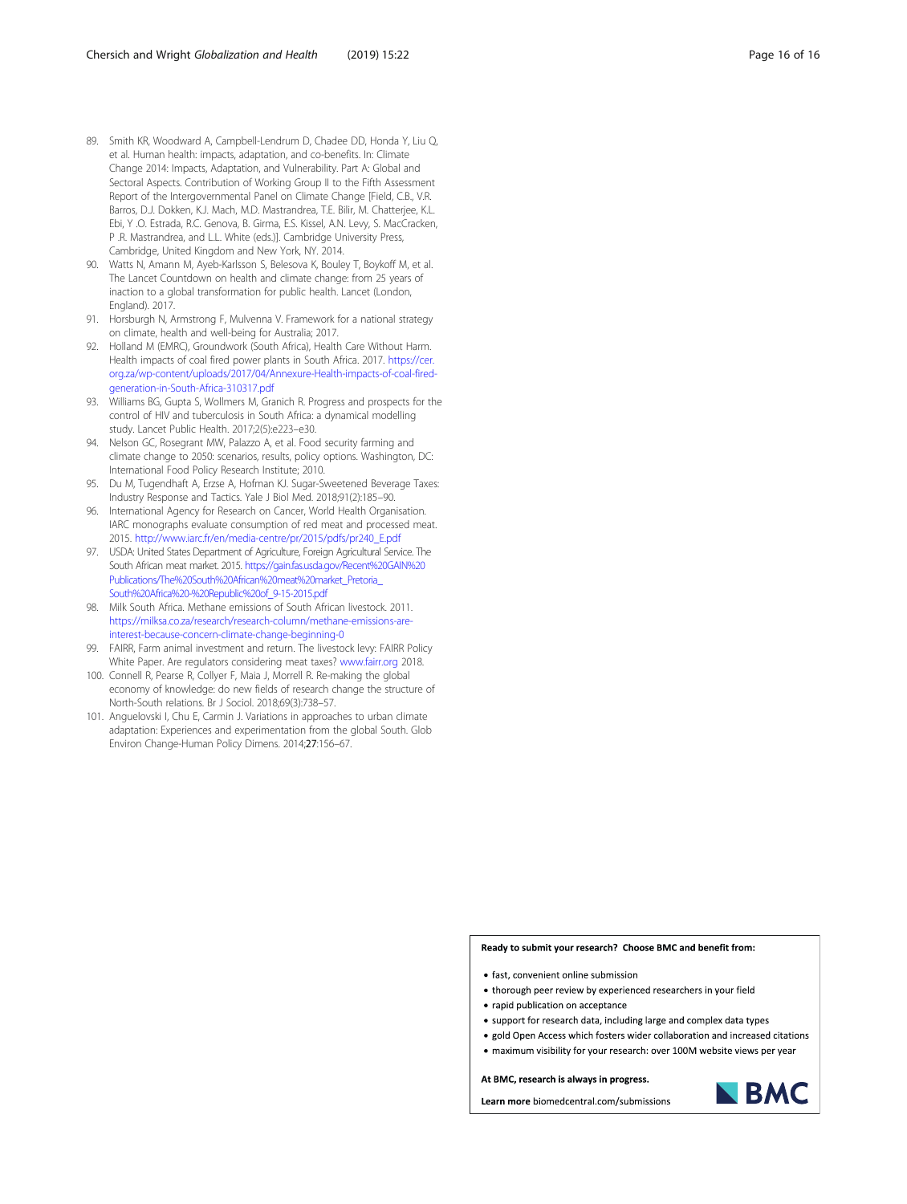89. Smith KR, Woodward A, Campbell-Lendrum D, Chadee DD, Honda Y, Liu Q, et al. Human health: impacts, adaptation, and co-benefits. In: Climate Change 2014: Impacts, Adaptation, and Vulnerability. Part A: Global and Sectoral Aspects. Contribution of Working Group II to the Fifth Assessment Report of the Intergovernmental Panel on Climate Change [Field, C.B., V.R. Barros, D.J. Dokken, K.J. Mach, M.D. Mastrandrea, T.E. Bilir, M. Chatterjee, K.L. Ebi, Y .O. Estrada, R.C. Genova, B. Girma, E.S. Kissel, A.N. Levy, S. MacCracken, P .R. Mastrandrea, and L.L. White (eds.)]. Cambridge University Press, Cambridge, United Kingdom and New York, NY. 2014.
90. Watts N, Amann M, Ayeb-Karlsson S, Belesova K, Bouley T, Boykoff M, et al. The Lancet Countdown on health and climate change: from 25 years of inaction to a global transformation for public health. Lancet (London, England). 2017.
91. Horsburgh N, Armstrong F, Mulvenna V. Framework for a national strategy on climate, health and well-being for Australia; 2017.
92. Holland M (EMRC), Groundwork (South Africa), Health Care Without Harm. Health impacts of coal fired power plants in South Africa. 2017. https://cer.org.za/wp-content/uploads/2017/04/Annexure-Health-impacts-of-coal-fired-generation-in-South-Africa-310317.pdf
93. Williams BG, Gupta S, Wollmers M, Granich R. Progress and prospects for the control of HIV and tuberculosis in South Africa: a dynamical modelling study. Lancet Public Health. 2017;2(5):e223–e30.
94. Nelson GC, Rosegrant MW, Palazzo A, et al. Food security farming and climate change to 2050: scenarios, results, policy options. Washington, DC: International Food Policy Research Institute; 2010.
95. Du M, Tugendhaft A, Erzse A, Hofman KJ. Sugar-Sweetened Beverage Taxes: Industry Response and Tactics. Yale J Biol Med. 2018;91(2):185–90.
96. International Agency for Research on Cancer, World Health Organisation. IARC monographs evaluate consumption of red meat and processed meat. 2015. http://www.iarc.fr/en/media-centre/pr/2015/pdfs/pr240_E.pdf
97. USDA: United States Department of Agriculture, Foreign Agricultural Service. The South African meat market. 2015. https://gain.fas.usda.gov/Recent%20GAIN%20Publications/The%20South%20African%20meat%20market_Pretoria_South%20Africa%20-%20Republic%20of_9-15-2015.pdf
98. Milk South Africa. Methane emissions of South African livestock. 2011. https://milksa.co.za/research/research-column/methane-emissions-are-interest-because-concern-climate-change-beginning-0
99. FAIRR, Farm animal investment and return. The livestock levy: FAIRR Policy White Paper. Are regulators considering meat taxes? www.fairr.org 2018.
100. Connell R, Pearse R, Collyer F, Maia J, Morrell R. Re-making the global economy of knowledge: do new fields of research change the structure of North-South relations. Br J Sociol. 2018;69(3):738–57.
101. Anguelovski I, Chu E, Carmin J. Variations in approaches to urban climate adaptation: Experiences and experimentation from the global South. Glob Environ Change-Human Policy Dimens. 2014;**27**:156–67.

**Ready to submit your research? Choose BMC and benefit from:**

- fast, convenient online submission
- thorough peer review by experienced researchers in your field
- rapid publication on acceptance
- support for research data, including large and complex data types
- gold Open Access which fosters wider collaboration and increased citations
- maximum visibility for your research: over 100M website views per year

**At BMC, research is always in progress.**

**Learn more** biomedcentral.com/submissions

BMC